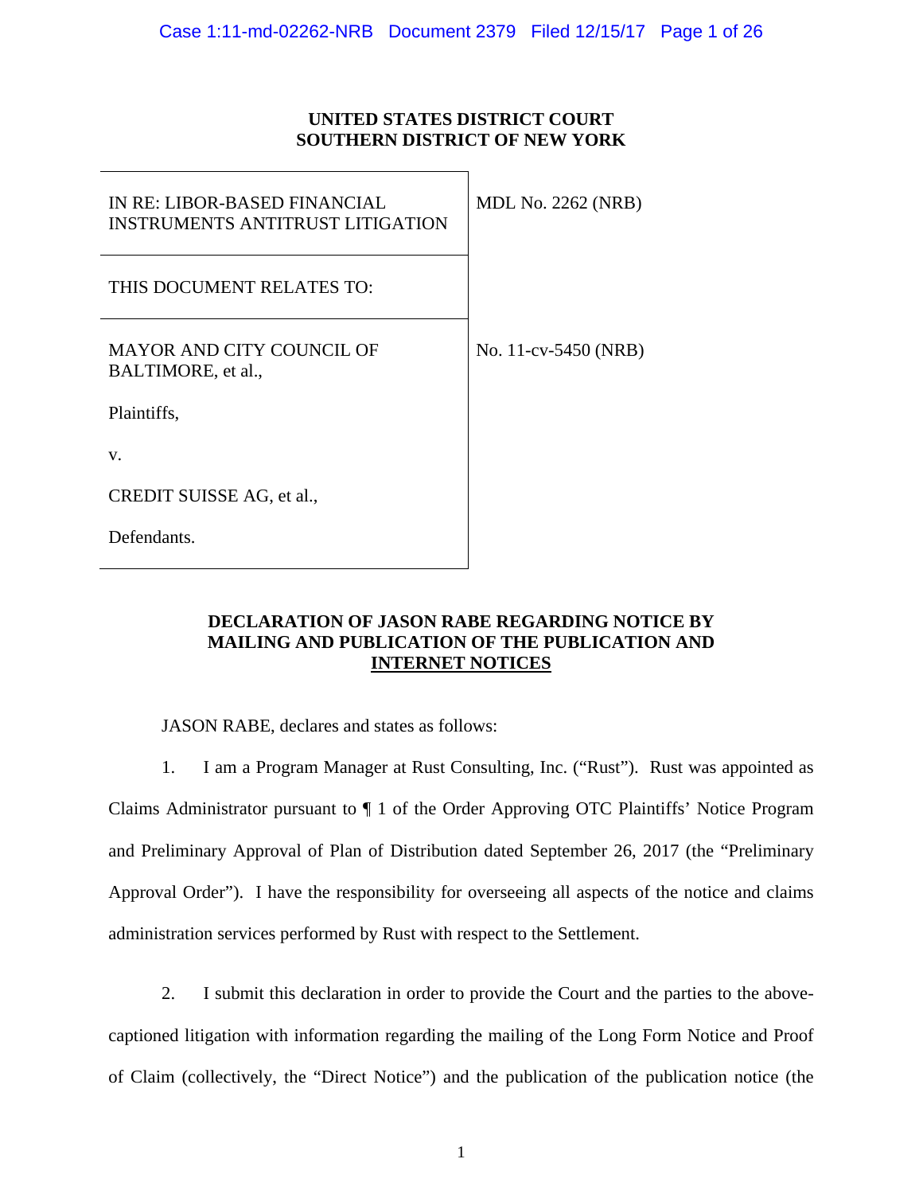**UNITED STATES DISTRICT COURT**
**SOUTHERN DISTRICT OF NEW YORK**

| | |
|---|---|
| IN RE: LIBOR-BASED FINANCIAL INSTRUMENTS ANTITRUST LITIGATION | MDL No. 2262 (NRB) |
| THIS DOCUMENT RELATES TO: | |
| MAYOR AND CITY COUNCIL OF BALTIMORE, et al., <br><br> Plaintiffs, <br><br> v. <br><br> CREDIT SUISSE AG, et al., <br><br> Defendants. | No. 11-cv-5450 (NRB) |

**DECLARATION OF JASON RABE REGARDING NOTICE BY MAILING AND PUBLICATION OF THE PUBLICATION AND INTERNET NOTICES**

JASON RABE, declares and states as follows:

1. I am a Program Manager at Rust Consulting, Inc. ("Rust"). Rust was appointed as Claims Administrator pursuant to ¶ 1 of the Order Approving OTC Plaintiffs' Notice Program and Preliminary Approval of Plan of Distribution dated September 26, 2017 (the "Preliminary Approval Order"). I have the responsibility for overseeing all aspects of the notice and claims administration services performed by Rust with respect to the Settlement.

2. I submit this declaration in order to provide the Court and the parties to the above-captioned litigation with information regarding the mailing of the Long Form Notice and Proof of Claim (collectively, the "Direct Notice") and the publication of the publication notice (the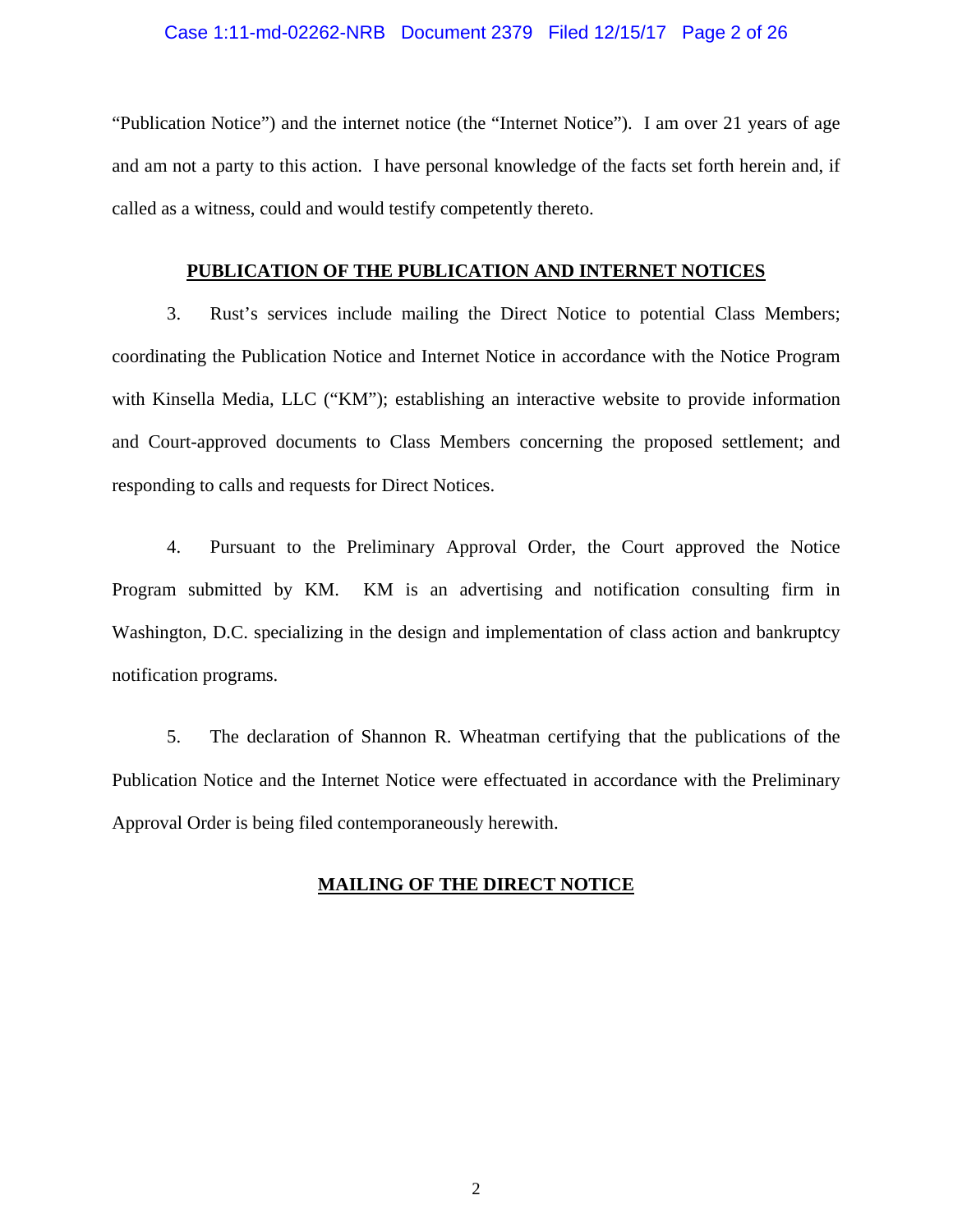"Publication Notice") and the internet notice (the "Internet Notice"). I am over 21 years of age and am not a party to this action. I have personal knowledge of the facts set forth herein and, if called as a witness, could and would testify competently thereto.

## PUBLICATION OF THE PUBLICATION AND INTERNET NOTICES

3. Rust's services include mailing the Direct Notice to potential Class Members; coordinating the Publication Notice and Internet Notice in accordance with the Notice Program with Kinsella Media, LLC ("KM"); establishing an interactive website to provide information and Court-approved documents to Class Members concerning the proposed settlement; and responding to calls and requests for Direct Notices.

4. Pursuant to the Preliminary Approval Order, the Court approved the Notice Program submitted by KM. KM is an advertising and notification consulting firm in Washington, D.C. specializing in the design and implementation of class action and bankruptcy notification programs.

5. The declaration of Shannon R. Wheatman certifying that the publications of the Publication Notice and the Internet Notice were effectuated in accordance with the Preliminary Approval Order is being filed contemporaneously herewith.

## MAILING OF THE DIRECT NOTICE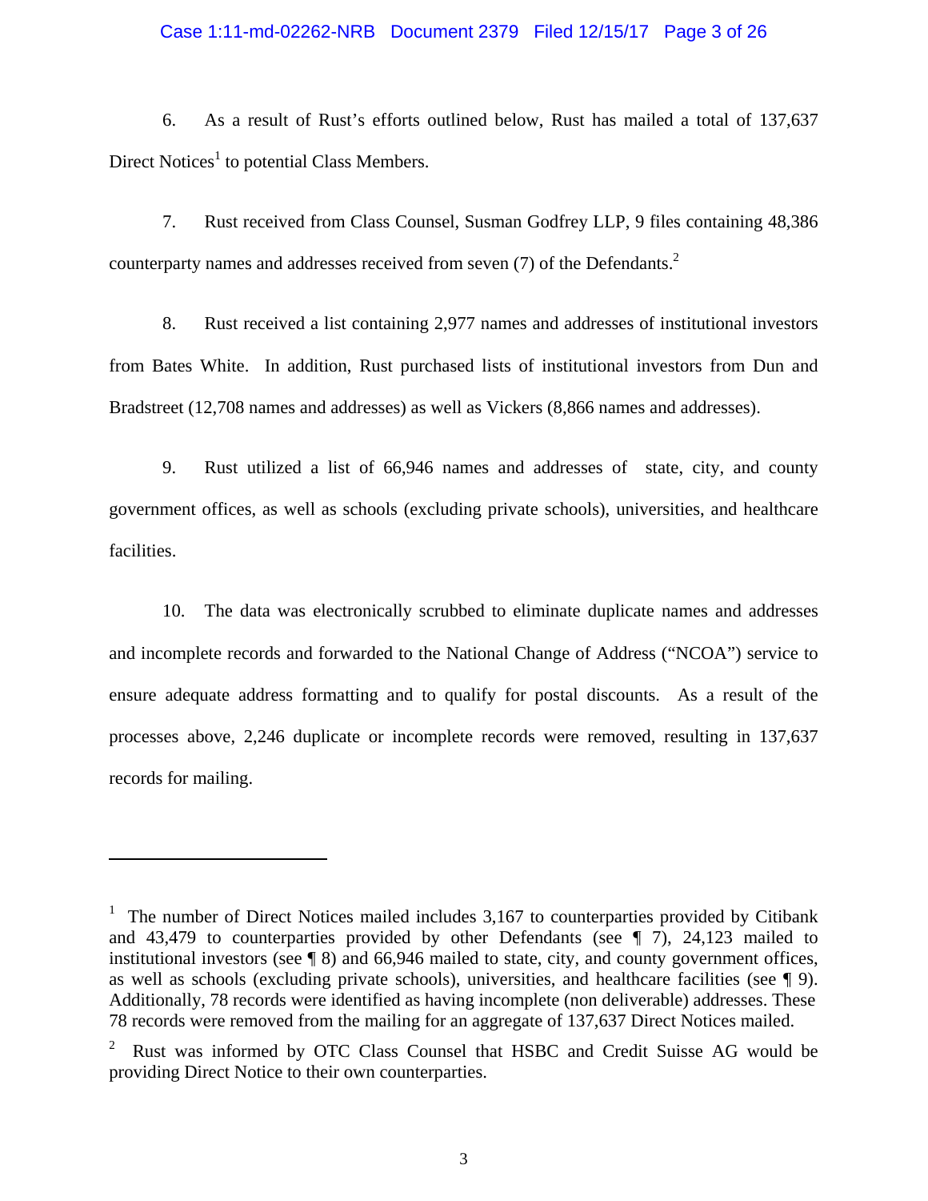6. As a result of Rust's efforts outlined below, Rust has mailed a total of 137,637 Direct Notices[1] to potential Class Members.

7. Rust received from Class Counsel, Susman Godfrey LLP, 9 files containing 48,386 counterparty names and addresses received from seven (7) of the Defendants.[2]

8. Rust received a list containing 2,977 names and addresses of institutional investors from Bates White. In addition, Rust purchased lists of institutional investors from Dun and Bradstreet (12,708 names and addresses) as well as Vickers (8,866 names and addresses).

9. Rust utilized a list of 66,946 names and addresses of state, city, and county government offices, as well as schools (excluding private schools), universities, and healthcare facilities.

10. The data was electronically scrubbed to eliminate duplicate names and addresses and incomplete records and forwarded to the National Change of Address ("NCOA") service to ensure adequate address formatting and to qualify for postal discounts. As a result of the processes above, 2,246 duplicate or incomplete records were removed, resulting in 137,637 records for mailing.

---

[1] The number of Direct Notices mailed includes 3,167 to counterparties provided by Citibank and 43,479 to counterparties provided by other Defendants (see ¶ 7), 24,123 mailed to institutional investors (see ¶ 8) and 66,946 mailed to state, city, and county government offices, as well as schools (excluding private schools), universities, and healthcare facilities (see ¶ 9). Additionally, 78 records were identified as having incomplete (non deliverable) addresses. These 78 records were removed from the mailing for an aggregate of 137,637 Direct Notices mailed.

[2] Rust was informed by OTC Class Counsel that HSBC and Credit Suisse AG would be providing Direct Notice to their own counterparties.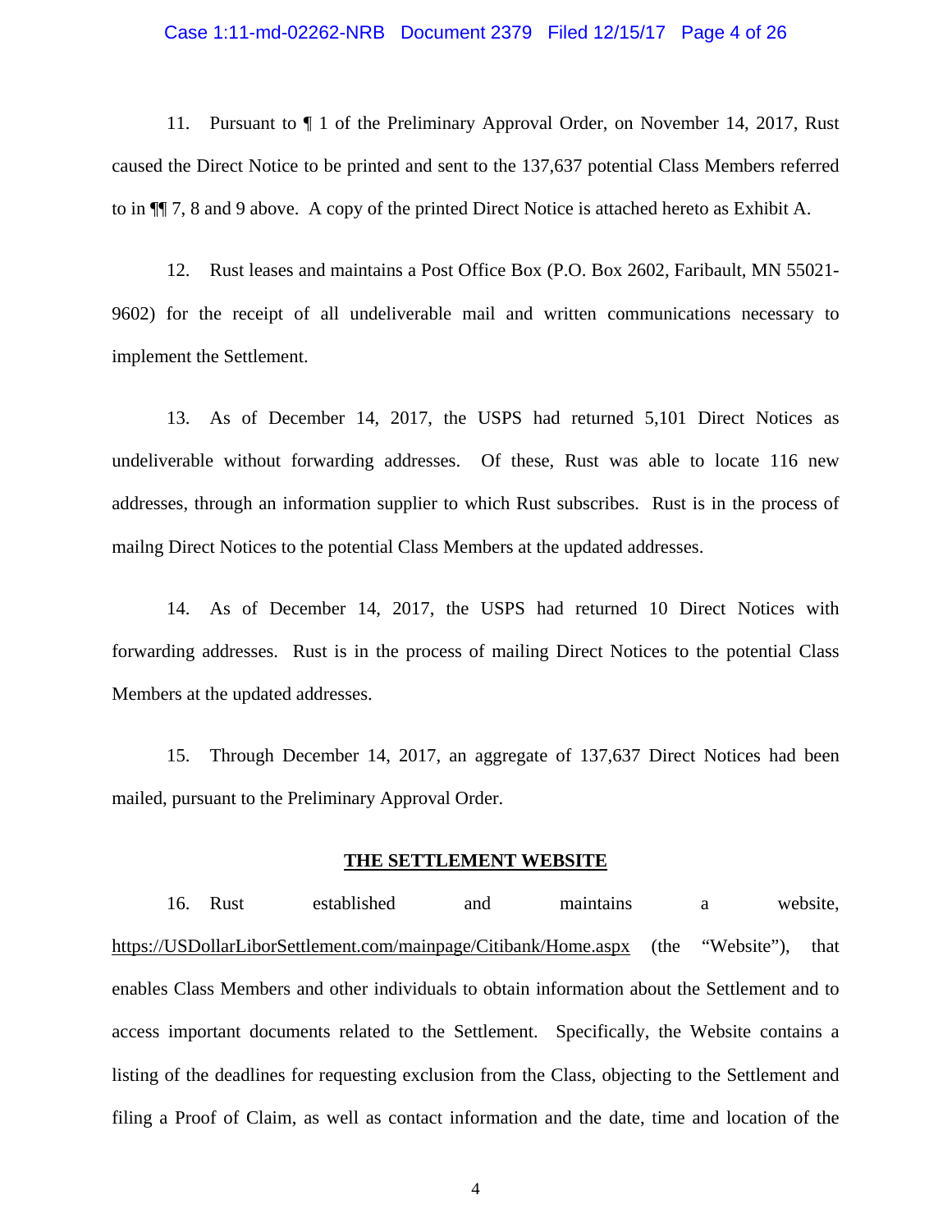11. Pursuant to ¶ 1 of the Preliminary Approval Order, on November 14, 2017, Rust caused the Direct Notice to be printed and sent to the 137,637 potential Class Members referred to in ¶¶ 7, 8 and 9 above. A copy of the printed Direct Notice is attached hereto as Exhibit A.

12. Rust leases and maintains a Post Office Box (P.O. Box 2602, Faribault, MN 55021-9602) for the receipt of all undeliverable mail and written communications necessary to implement the Settlement.

13. As of December 14, 2017, the USPS had returned 5,101 Direct Notices as undeliverable without forwarding addresses. Of these, Rust was able to locate 116 new addresses, through an information supplier to which Rust subscribes. Rust is in the process of mailng Direct Notices to the potential Class Members at the updated addresses.

14. As of December 14, 2017, the USPS had returned 10 Direct Notices with forwarding addresses. Rust is in the process of mailing Direct Notices to the potential Class Members at the updated addresses.

15. Through December 14, 2017, an aggregate of 137,637 Direct Notices had been mailed, pursuant to the Preliminary Approval Order.

## THE SETTLEMENT WEBSITE

16. Rust established and maintains a website, https://USDollarLiborSettlement.com/mainpage/Citibank/Home.aspx (the "Website"), that enables Class Members and other individuals to obtain information about the Settlement and to access important documents related to the Settlement. Specifically, the Website contains a listing of the deadlines for requesting exclusion from the Class, objecting to the Settlement and filing a Proof of Claim, as well as contact information and the date, time and location of the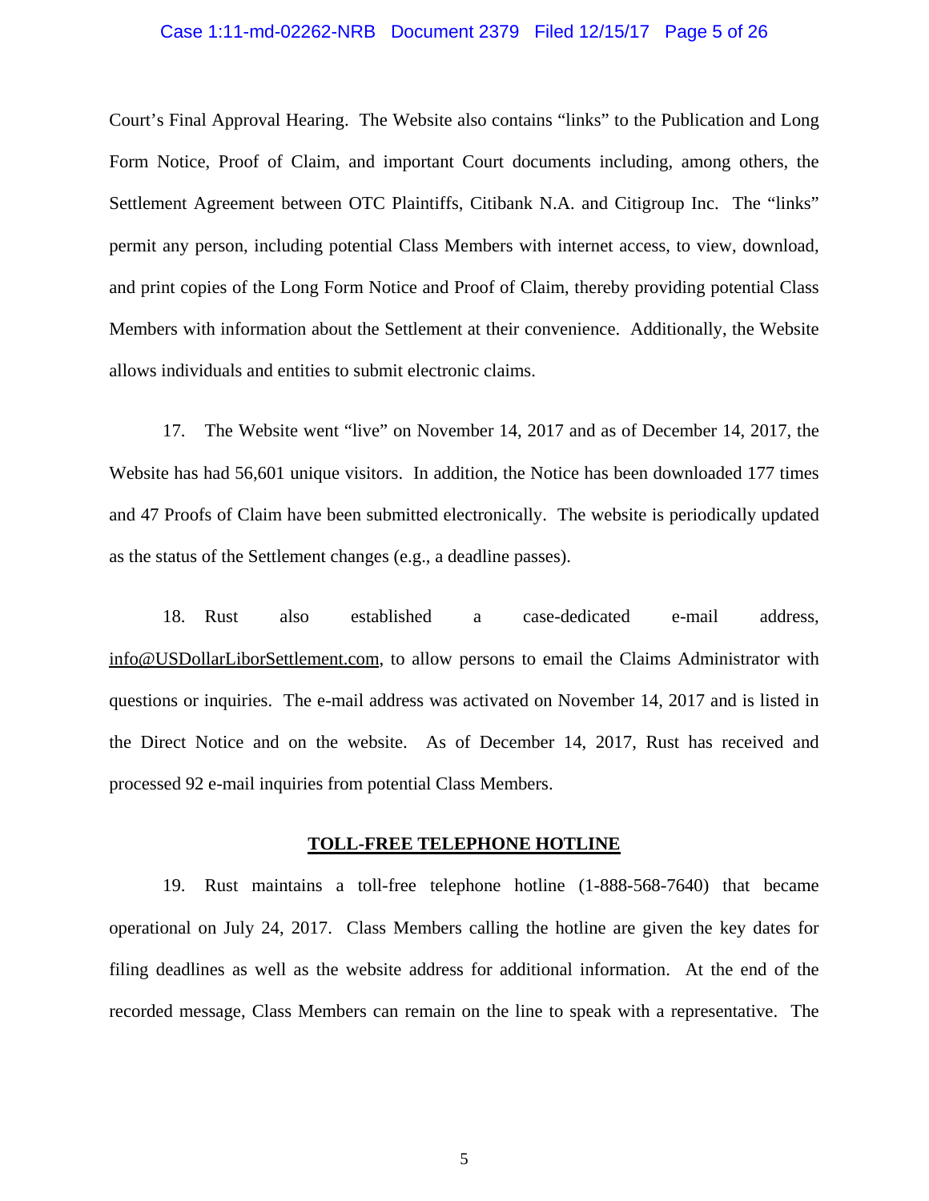Court's Final Approval Hearing. The Website also contains "links" to the Publication and Long Form Notice, Proof of Claim, and important Court documents including, among others, the Settlement Agreement between OTC Plaintiffs, Citibank N.A. and Citigroup Inc. The "links" permit any person, including potential Class Members with internet access, to view, download, and print copies of the Long Form Notice and Proof of Claim, thereby providing potential Class Members with information about the Settlement at their convenience. Additionally, the Website allows individuals and entities to submit electronic claims.

17. The Website went "live" on November 14, 2017 and as of December 14, 2017, the Website has had 56,601 unique visitors. In addition, the Notice has been downloaded 177 times and 47 Proofs of Claim have been submitted electronically. The website is periodically updated as the status of the Settlement changes (e.g., a deadline passes).

18. Rust also established a case-dedicated e-mail address, info@USDollarLiborSettlement.com, to allow persons to email the Claims Administrator with questions or inquiries. The e-mail address was activated on November 14, 2017 and is listed in the Direct Notice and on the website. As of December 14, 2017, Rust has received and processed 92 e-mail inquiries from potential Class Members.

## TOLL-FREE TELEPHONE HOTLINE

19. Rust maintains a toll-free telephone hotline (1-888-568-7640) that became operational on July 24, 2017. Class Members calling the hotline are given the key dates for filing deadlines as well as the website address for additional information. At the end of the recorded message, Class Members can remain on the line to speak with a representative. The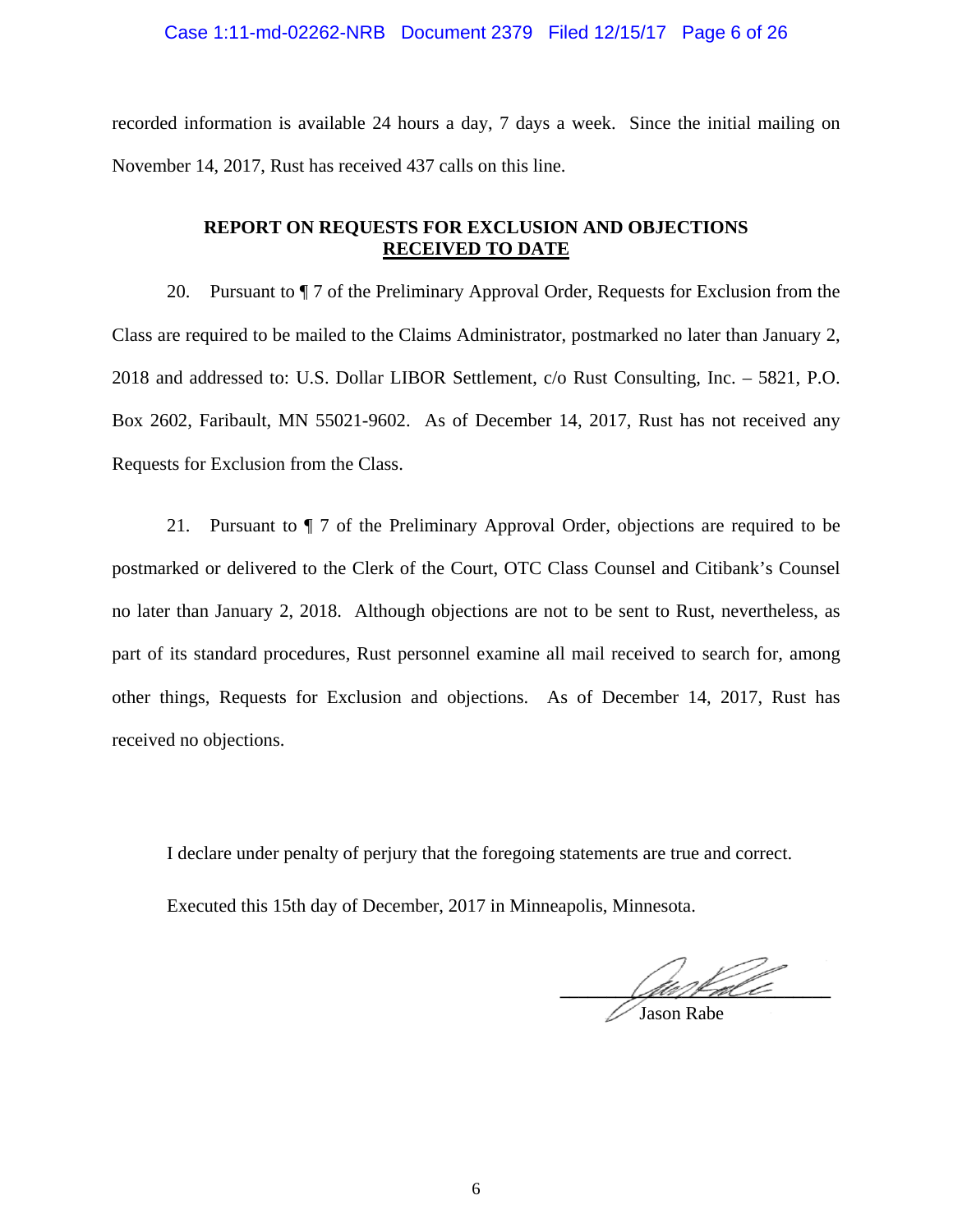recorded information is available 24 hours a day, 7 days a week. Since the initial mailing on November 14, 2017, Rust has received 437 calls on this line.

## REPORT ON REQUESTS FOR EXCLUSION AND OBJECTIONS RECEIVED TO DATE

20. Pursuant to ¶ 7 of the Preliminary Approval Order, Requests for Exclusion from the Class are required to be mailed to the Claims Administrator, postmarked no later than January 2, 2018 and addressed to: U.S. Dollar LIBOR Settlement, c/o Rust Consulting, Inc. – 5821, P.O. Box 2602, Faribault, MN 55021-9602. As of December 14, 2017, Rust has not received any Requests for Exclusion from the Class.

21. Pursuant to ¶ 7 of the Preliminary Approval Order, objections are required to be postmarked or delivered to the Clerk of the Court, OTC Class Counsel and Citibank's Counsel no later than January 2, 2018. Although objections are not to be sent to Rust, nevertheless, as part of its standard procedures, Rust personnel examine all mail received to search for, among other things, Requests for Exclusion and objections. As of December 14, 2017, Rust has received no objections.

I declare under penalty of perjury that the foregoing statements are true and correct.

Executed this 15th day of December, 2017 in Minneapolis, Minnesota.

Jason Rabe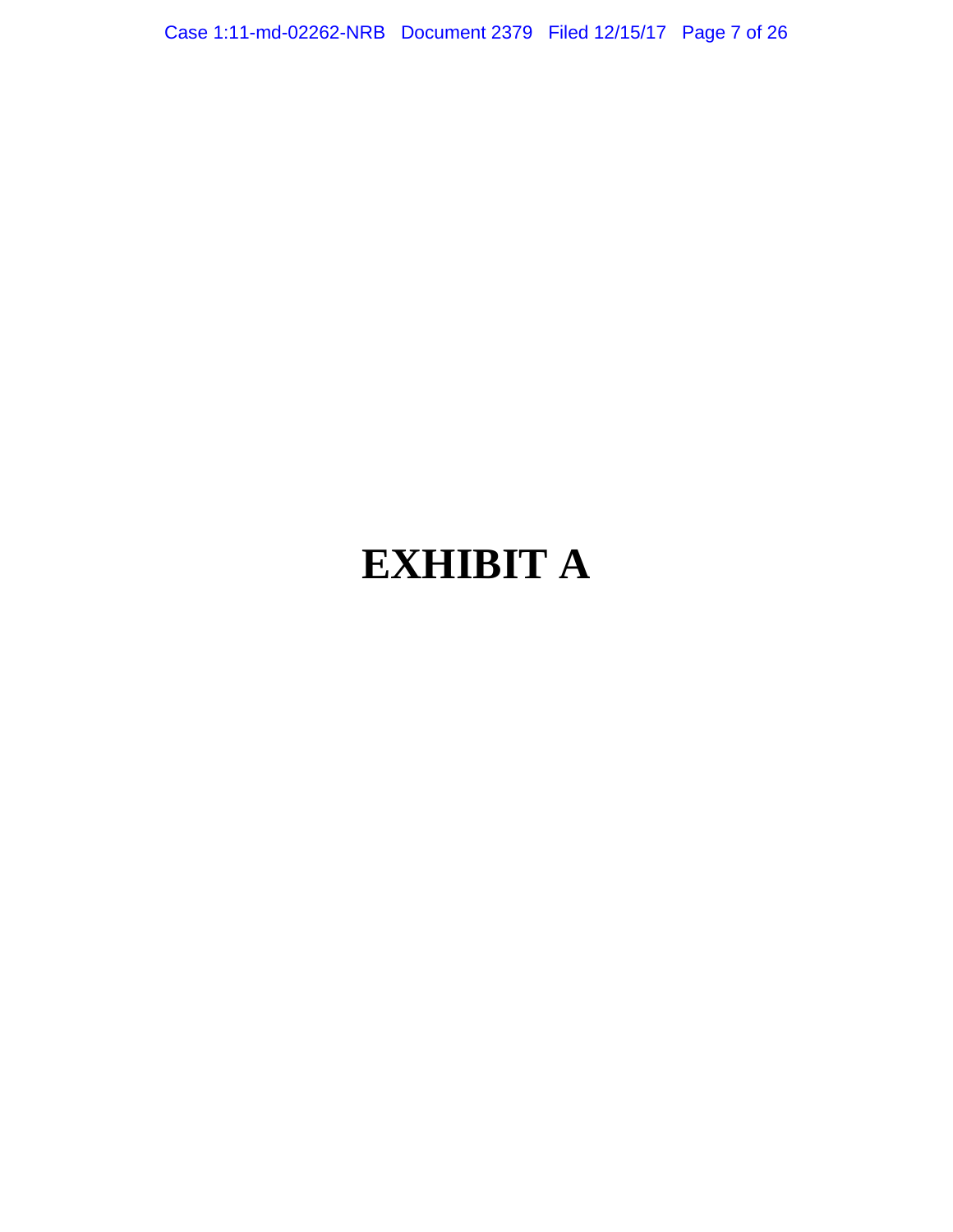# EXHIBIT A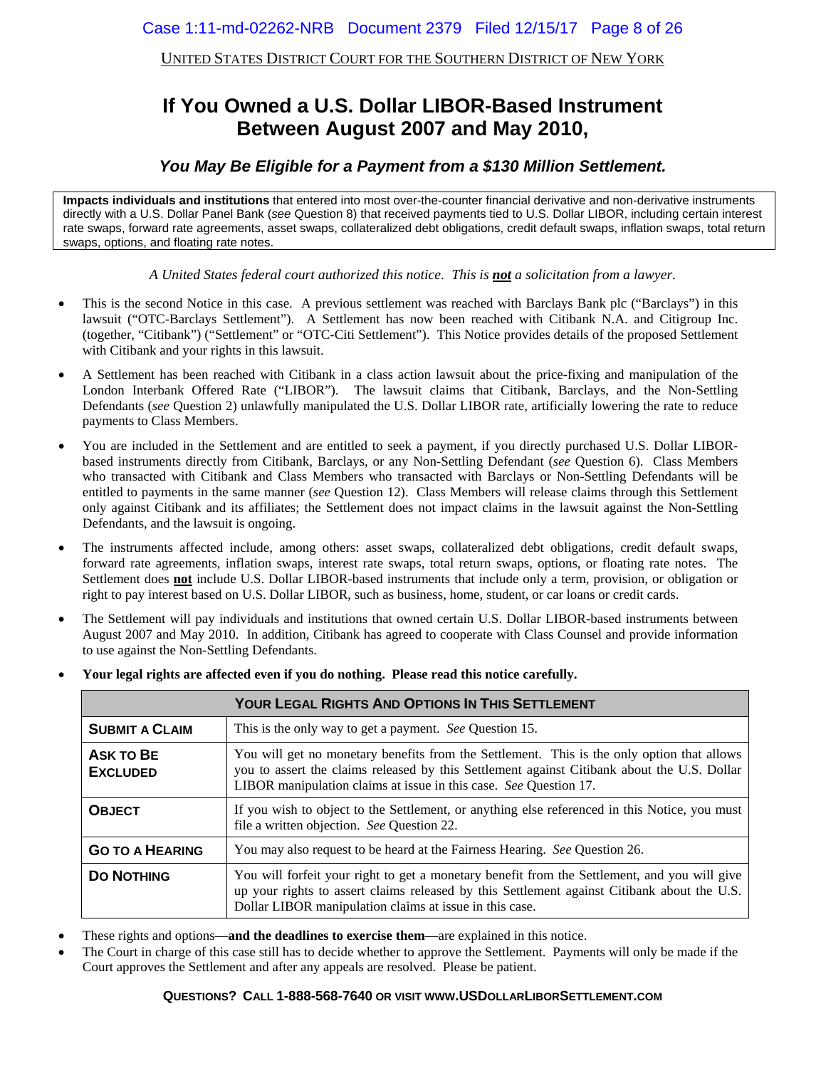UNITED STATES DISTRICT COURT FOR THE SOUTHERN DISTRICT OF NEW YORK

# If You Owned a U.S. Dollar LIBOR-Based Instrument Between August 2007 and May 2010,

### *You May Be Eligible for a Payment from a $130 Million Settlement.*

**Impacts individuals and institutions** that entered into most over-the-counter financial derivative and non-derivative instruments directly with a U.S. Dollar Panel Bank (*see* Question 8) that received payments tied to U.S. Dollar LIBOR, including certain interest rate swaps, forward rate agreements, asset swaps, collateralized debt obligations, credit default swaps, inflation swaps, total return swaps, options, and floating rate notes.

*A United States federal court authorized this notice. This is **not** a solicitation from a lawyer.*

- This is the second Notice in this case. A previous settlement was reached with Barclays Bank plc ("Barclays") in this lawsuit ("OTC-Barclays Settlement"). A Settlement has now been reached with Citibank N.A. and Citigroup Inc. (together, "Citibank") ("Settlement" or "OTC-Citi Settlement"). This Notice provides details of the proposed Settlement with Citibank and your rights in this lawsuit.
- A Settlement has been reached with Citibank in a class action lawsuit about the price-fixing and manipulation of the London Interbank Offered Rate ("LIBOR"). The lawsuit claims that Citibank, Barclays, and the Non-Settling Defendants (*see* Question 2) unlawfully manipulated the U.S. Dollar LIBOR rate, artificially lowering the rate to reduce payments to Class Members.
- You are included in the Settlement and are entitled to seek a payment, if you directly purchased U.S. Dollar LIBOR-based instruments directly from Citibank, Barclays, or any Non-Settling Defendant (*see* Question 6). Class Members who transacted with Citibank and Class Members who transacted with Barclays or Non-Settling Defendants will be entitled to payments in the same manner (*see* Question 12). Class Members will release claims through this Settlement only against Citibank and its affiliates; the Settlement does not impact claims in the lawsuit against the Non-Settling Defendants, and the lawsuit is ongoing.
- The instruments affected include, among others: asset swaps, collateralized debt obligations, credit default swaps, forward rate agreements, inflation swaps, interest rate swaps, total return swaps, options, or floating rate notes. The Settlement does **not** include U.S. Dollar LIBOR-based instruments that include only a term, provision, or obligation or right to pay interest based on U.S. Dollar LIBOR, such as business, home, student, or car loans or credit cards.
- The Settlement will pay individuals and institutions that owned certain U.S. Dollar LIBOR-based instruments between August 2007 and May 2010. In addition, Citibank has agreed to cooperate with Class Counsel and provide information to use against the Non-Settling Defendants.
- **Your legal rights are affected even if you do nothing. Please read this notice carefully.**

| YOUR LEGAL RIGHTS AND OPTIONS IN THIS SETTLEMENT | |
|---|---|
| **SUBMIT A CLAIM** | This is the only way to get a payment. *See* Question 15. |
| **ASK TO BE EXCLUDED** | You will get no monetary benefits from the Settlement. This is the only option that allows you to assert the claims released by this Settlement against Citibank about the U.S. Dollar LIBOR manipulation claims at issue in this case. *See* Question 17. |
| **OBJECT** | If you wish to object to the Settlement, or anything else referenced in this Notice, you must file a written objection. *See* Question 22. |
| **GO TO A HEARING** | You may also request to be heard at the Fairness Hearing. *See* Question 26. |
| **DO NOTHING** | You will forfeit your right to get a monetary benefit from the Settlement, and you will give up your rights to assert claims released by this Settlement against Citibank about the U.S. Dollar LIBOR manipulation claims at issue in this case. |

- These rights and options—**and the deadlines to exercise them**—are explained in this notice.
- The Court in charge of this case still has to decide whether to approve the Settlement. Payments will only be made if the Court approves the Settlement and after any appeals are resolved. Please be patient.

**QUESTIONS? CALL 1-888-568-7640 OR VISIT WWW.USDOLLARLIBORSETTLEMENT.COM**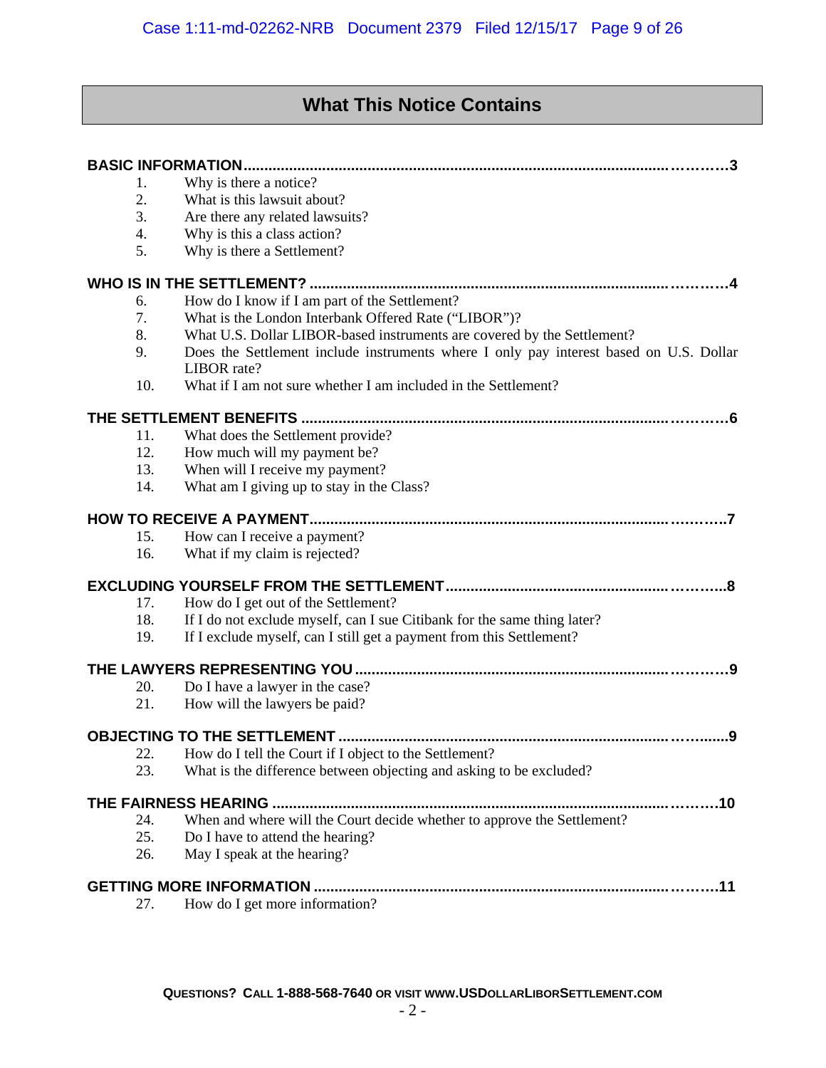## What This Notice Contains

**BASIC INFORMATION ........................................................................................................................3**

1. Why is there a notice?
2. What is this lawsuit about?
3. Are there any related lawsuits?
4. Why is this a class action?
5. Why is there a Settlement?

**WHO IS IN THE SETTLEMENT? ..........................................................................................................4**

6. How do I know if I am part of the Settlement?
7. What is the London Interbank Offered Rate ("LIBOR")?
8. What U.S. Dollar LIBOR-based instruments are covered by the Settlement?
9. Does the Settlement include instruments where I only pay interest based on U.S. Dollar LIBOR rate?
10. What if I am not sure whether I am included in the Settlement?

**THE SETTLEMENT BENEFITS ............................................................................................................6**

11. What does the Settlement provide?
12. How much will my payment be?
13. When will I receive my payment?
14. What am I giving up to stay in the Class?

**HOW TO RECEIVE A PAYMENT..........................................................................................................7**

15. How can I receive a payment?
16. What if my claim is rejected?

**EXCLUDING YOURSELF FROM THE SETTLEMENT..........................................................................8**

17. How do I get out of the Settlement?
18. If I do not exclude myself, can I sue Citibank for the same thing later?
19. If I exclude myself, can I still get a payment from this Settlement?

**THE LAWYERS REPRESENTING YOU ...............................................................................................9**

20. Do I have a lawyer in the case?
21. How will the lawyers be paid?

**OBJECTING TO THE SETTLEMENT ..................................................................................................9**

22. How do I tell the Court if I object to the Settlement?
23. What is the difference between objecting and asking to be excluded?

**THE FAIRNESS HEARING ................................................................................................................10**

24. When and where will the Court decide whether to approve the Settlement?
25. Do I have to attend the hearing?
26. May I speak at the hearing?

**GETTING MORE INFORMATION .......................................................................................................11**

27. How do I get more information?

**QUESTIONS? CALL 1-888-568-7640 OR VISIT WWW.USDOLLARLIBORSETTLEMENT.COM**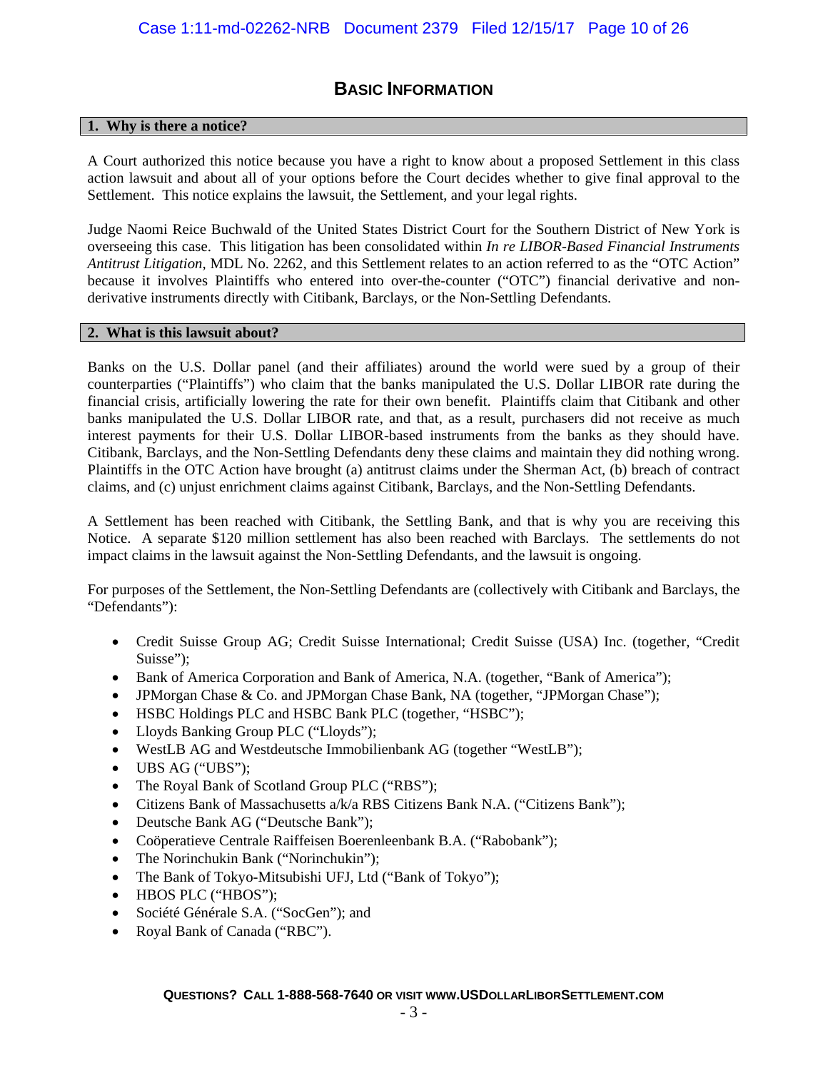# Basic Information

## 1. Why is there a notice?

A Court authorized this notice because you have a right to know about a proposed Settlement in this class action lawsuit and about all of your options before the Court decides whether to give final approval to the Settlement. This notice explains the lawsuit, the Settlement, and your legal rights.

Judge Naomi Reice Buchwald of the United States District Court for the Southern District of New York is overseeing this case. This litigation has been consolidated within *In re LIBOR-Based Financial Instruments Antitrust Litigation*, MDL No. 2262, and this Settlement relates to an action referred to as the "OTC Action" because it involves Plaintiffs who entered into over-the-counter ("OTC") financial derivative and non-derivative instruments directly with Citibank, Barclays, or the Non-Settling Defendants.

## 2. What is this lawsuit about?

Banks on the U.S. Dollar panel (and their affiliates) around the world were sued by a group of their counterparties ("Plaintiffs") who claim that the banks manipulated the U.S. Dollar LIBOR rate during the financial crisis, artificially lowering the rate for their own benefit. Plaintiffs claim that Citibank and other banks manipulated the U.S. Dollar LIBOR rate, and that, as a result, purchasers did not receive as much interest payments for their U.S. Dollar LIBOR-based instruments from the banks as they should have. Citibank, Barclays, and the Non-Settling Defendants deny these claims and maintain they did nothing wrong. Plaintiffs in the OTC Action have brought (a) antitrust claims under the Sherman Act, (b) breach of contract claims, and (c) unjust enrichment claims against Citibank, Barclays, and the Non-Settling Defendants.

A Settlement has been reached with Citibank, the Settling Bank, and that is why you are receiving this Notice. A separate $120 million settlement has also been reached with Barclays. The settlements do not impact claims in the lawsuit against the Non-Settling Defendants, and the lawsuit is ongoing.

For purposes of the Settlement, the Non-Settling Defendants are (collectively with Citibank and Barclays, the "Defendants"):

- Credit Suisse Group AG; Credit Suisse International; Credit Suisse (USA) Inc. (together, "Credit Suisse");
- Bank of America Corporation and Bank of America, N.A. (together, "Bank of America");
- JPMorgan Chase & Co. and JPMorgan Chase Bank, NA (together, "JPMorgan Chase");
- HSBC Holdings PLC and HSBC Bank PLC (together, "HSBC");
- Lloyds Banking Group PLC ("Lloyds");
- WestLB AG and Westdeutsche Immobilienbank AG (together "WestLB");
- UBS AG ("UBS");
- The Royal Bank of Scotland Group PLC ("RBS");
- Citizens Bank of Massachusetts a/k/a RBS Citizens Bank N.A. ("Citizens Bank");
- Deutsche Bank AG ("Deutsche Bank");
- Coöperatieve Centrale Raiffeisen Boerenleenbank B.A. ("Rabobank");
- The Norinchukin Bank ("Norinchukin");
- The Bank of Tokyo-Mitsubishi UFJ, Ltd ("Bank of Tokyo");
- HBOS PLC ("HBOS");
- Société Générale S.A. ("SocGen"); and
- Royal Bank of Canada ("RBC").

**Questions? Call 1-888-568-7640 or visit www.USDollarLiborSettlement.com**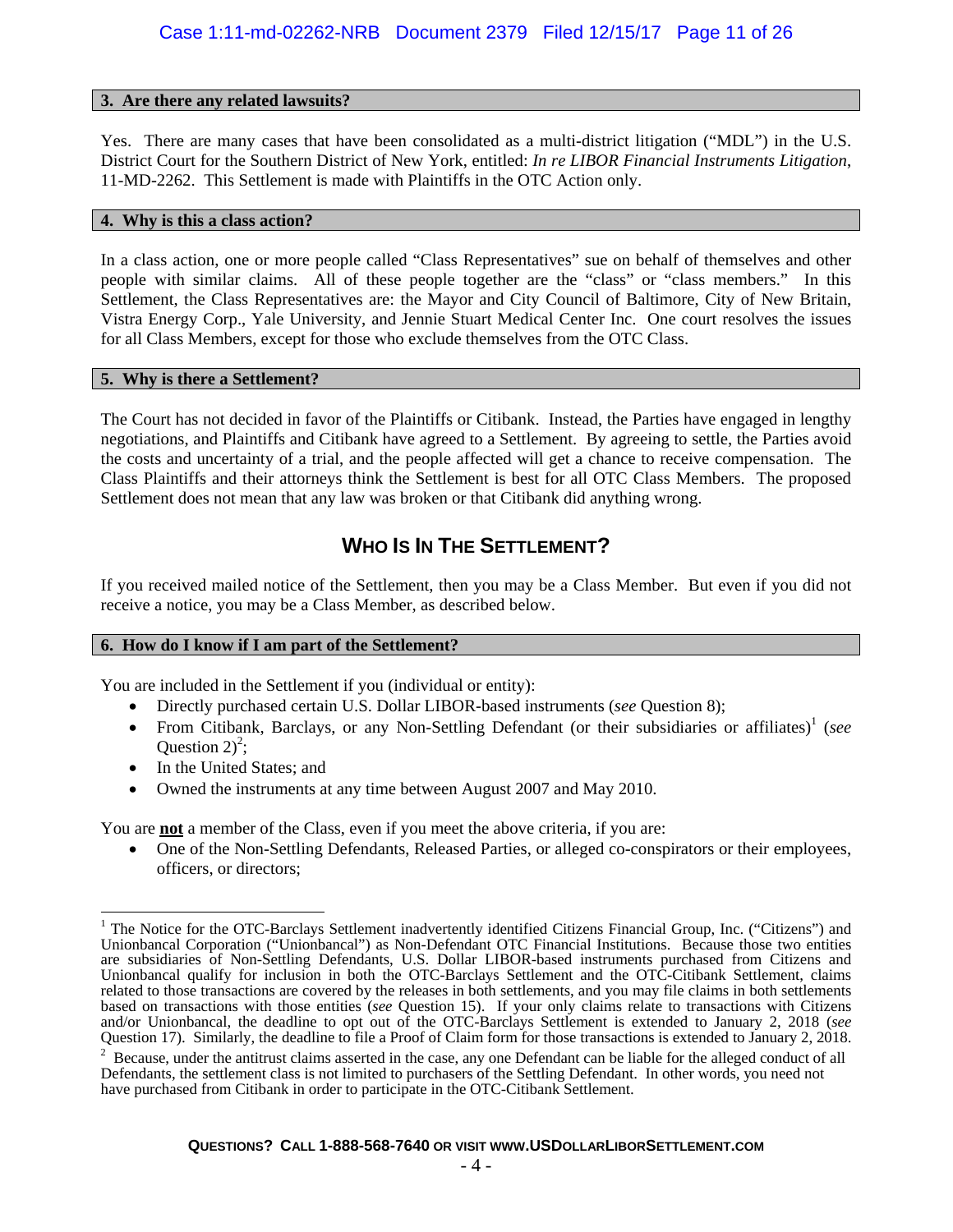### 3. Are there any related lawsuits?

Yes. There are many cases that have been consolidated as a multi-district litigation ("MDL") in the U.S. District Court for the Southern District of New York, entitled: *In re LIBOR Financial Instruments Litigation*, 11-MD-2262. This Settlement is made with Plaintiffs in the OTC Action only.

### 4. Why is this a class action?

In a class action, one or more people called "Class Representatives" sue on behalf of themselves and other people with similar claims. All of these people together are the "class" or "class members." In this Settlement, the Class Representatives are: the Mayor and City Council of Baltimore, City of New Britain, Vistra Energy Corp., Yale University, and Jennie Stuart Medical Center Inc. One court resolves the issues for all Class Members, except for those who exclude themselves from the OTC Class.

### 5. Why is there a Settlement?

The Court has not decided in favor of the Plaintiffs or Citibank. Instead, the Parties have engaged in lengthy negotiations, and Plaintiffs and Citibank have agreed to a Settlement. By agreeing to settle, the Parties avoid the costs and uncertainty of a trial, and the people affected will get a chance to receive compensation. The Class Plaintiffs and their attorneys think the Settlement is best for all OTC Class Members. The proposed Settlement does not mean that any law was broken or that Citibank did anything wrong.

## WHO IS IN THE SETTLEMENT?

If you received mailed notice of the Settlement, then you may be a Class Member. But even if you did not receive a notice, you may be a Class Member, as described below.

### 6. How do I know if I am part of the Settlement?

You are included in the Settlement if you (individual or entity):

- Directly purchased certain U.S. Dollar LIBOR-based instruments (*see* Question 8);
- From Citibank, Barclays, or any Non-Settling Defendant (or their subsidiaries or affiliates)[1] (*see* Question 2)[2];
- In the United States; and
- Owned the instruments at any time between August 2007 and May 2010.

You are **not** a member of the Class, even if you meet the above criteria, if you are:

- One of the Non-Settling Defendants, Released Parties, or alleged co-conspirators or their employees, officers, or directors;

---

[1] The Notice for the OTC-Barclays Settlement inadvertently identified Citizens Financial Group, Inc. ("Citizens") and Unionbancal Corporation ("Unionbancal") as Non-Defendant OTC Financial Institutions. Because those two entities are subsidiaries of Non-Settling Defendants, U.S. Dollar LIBOR-based instruments purchased from Citizens and Unionbancal qualify for inclusion in both the OTC-Barclays Settlement and the OTC-Citibank Settlement, claims related to those transactions are covered by the releases in both settlements, and you may file claims in both settlements based on transactions with those entities (*see* Question 15). If your only claims relate to transactions with Citizens and/or Unionbancal, the deadline to opt out of the OTC-Barclays Settlement is extended to January 2, 2018 (*see* Question 17). Similarly, the deadline to file a Proof of Claim form for those transactions is extended to January 2, 2018.

[2] Because, under the antitrust claims asserted in the case, any one Defendant can be liable for the alleged conduct of all Defendants, the settlement class is not limited to purchasers of the Settling Defendant. In other words, you need not have purchased from Citibank in order to participate in the OTC-Citibank Settlement.

**QUESTIONS? CALL 1-888-568-7640 OR VISIT WWW.USDOLLARLIBORSETTLEMENT.COM**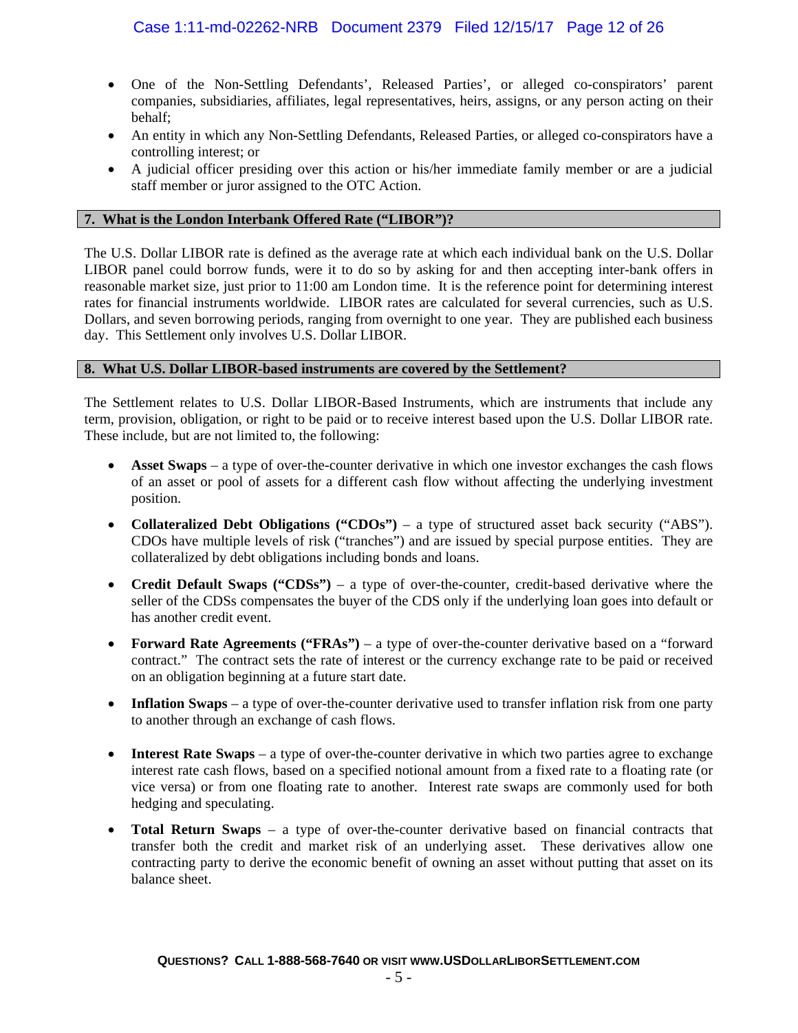- One of the Non-Settling Defendants', Released Parties', or alleged co-conspirators' parent companies, subsidiaries, affiliates, legal representatives, heirs, assigns, or any person acting on their behalf;
- An entity in which any Non-Settling Defendants, Released Parties, or alleged co-conspirators have a controlling interest; or
- A judicial officer presiding over this action or his/her immediate family member or are a judicial staff member or juror assigned to the OTC Action.

## 7. What is the London Interbank Offered Rate ("LIBOR")?

The U.S. Dollar LIBOR rate is defined as the average rate at which each individual bank on the U.S. Dollar LIBOR panel could borrow funds, were it to do so by asking for and then accepting inter-bank offers in reasonable market size, just prior to 11:00 am London time. It is the reference point for determining interest rates for financial instruments worldwide. LIBOR rates are calculated for several currencies, such as U.S. Dollars, and seven borrowing periods, ranging from overnight to one year. They are published each business day. This Settlement only involves U.S. Dollar LIBOR.

## 8. What U.S. Dollar LIBOR-based instruments are covered by the Settlement?

The Settlement relates to U.S. Dollar LIBOR-Based Instruments, which are instruments that include any term, provision, obligation, or right to be paid or to receive interest based upon the U.S. Dollar LIBOR rate. These include, but are not limited to, the following:

- **Asset Swaps** – a type of over-the-counter derivative in which one investor exchanges the cash flows of an asset or pool of assets for a different cash flow without affecting the underlying investment position.
- **Collateralized Debt Obligations ("CDOs")** – a type of structured asset back security ("ABS"). CDOs have multiple levels of risk ("tranches") and are issued by special purpose entities. They are collateralized by debt obligations including bonds and loans.
- **Credit Default Swaps ("CDSs")** – a type of over-the-counter, credit-based derivative where the seller of the CDSs compensates the buyer of the CDS only if the underlying loan goes into default or has another credit event.
- **Forward Rate Agreements ("FRAs")** – a type of over-the-counter derivative based on a "forward contract." The contract sets the rate of interest or the currency exchange rate to be paid or received on an obligation beginning at a future start date.
- **Inflation Swaps** – a type of over-the-counter derivative used to transfer inflation risk from one party to another through an exchange of cash flows.
- **Interest Rate Swaps** – a type of over-the-counter derivative in which two parties agree to exchange interest rate cash flows, based on a specified notional amount from a fixed rate to a floating rate (or vice versa) or from one floating rate to another. Interest rate swaps are commonly used for both hedging and speculating.
- **Total Return Swaps** – a type of over-the-counter derivative based on financial contracts that transfer both the credit and market risk of an underlying asset. These derivatives allow one contracting party to derive the economic benefit of owning an asset without putting that asset on its balance sheet.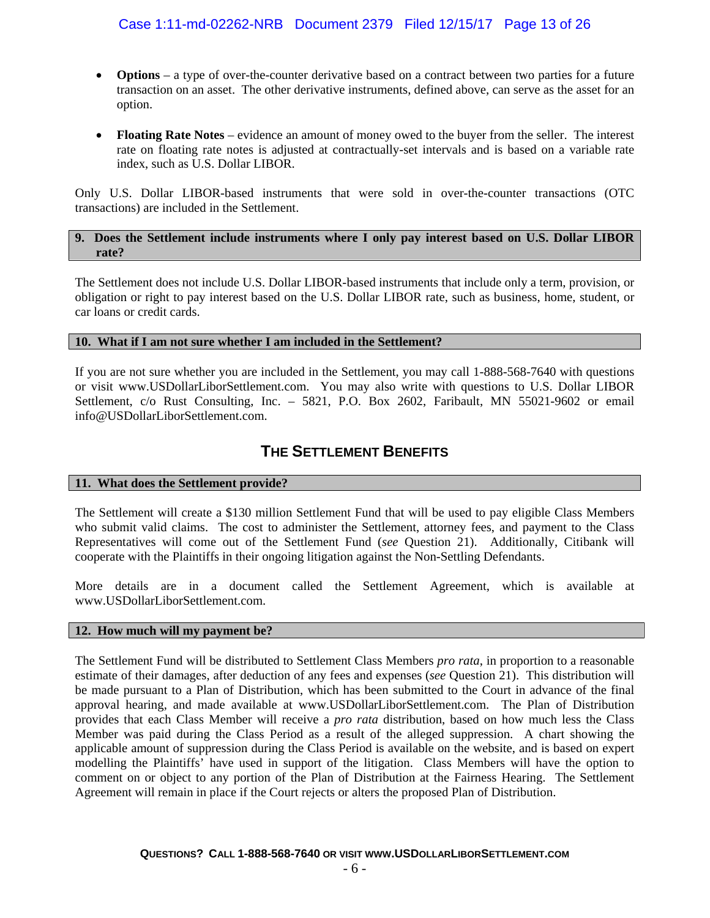- **Options** – a type of over-the-counter derivative based on a contract between two parties for a future transaction on an asset. The other derivative instruments, defined above, can serve as the asset for an option.

- **Floating Rate Notes** – evidence an amount of money owed to the buyer from the seller. The interest rate on floating rate notes is adjusted at contractually-set intervals and is based on a variable rate index, such as U.S. Dollar LIBOR.

Only U.S. Dollar LIBOR-based instruments that were sold in over-the-counter transactions (OTC transactions) are included in the Settlement.

### 9. Does the Settlement include instruments where I only pay interest based on U.S. Dollar LIBOR rate?

The Settlement does not include U.S. Dollar LIBOR-based instruments that include only a term, provision, or obligation or right to pay interest based on the U.S. Dollar LIBOR rate, such as business, home, student, or car loans or credit cards.

### 10. What if I am not sure whether I am included in the Settlement?

If you are not sure whether you are included in the Settlement, you may call 1-888-568-7640 with questions or visit www.USDollarLiborSettlement.com. You may also write with questions to U.S. Dollar LIBOR Settlement, c/o Rust Consulting, Inc. – 5821, P.O. Box 2602, Faribault, MN 55021-9602 or email info@USDollarLiborSettlement.com.

## THE SETTLEMENT BENEFITS

### 11. What does the Settlement provide?

The Settlement will create a $130 million Settlement Fund that will be used to pay eligible Class Members who submit valid claims. The cost to administer the Settlement, attorney fees, and payment to the Class Representatives will come out of the Settlement Fund (*see* Question 21). Additionally, Citibank will cooperate with the Plaintiffs in their ongoing litigation against the Non-Settling Defendants.

More details are in a document called the Settlement Agreement, which is available at www.USDollarLiborSettlement.com.

### 12. How much will my payment be?

The Settlement Fund will be distributed to Settlement Class Members *pro rata*, in proportion to a reasonable estimate of their damages, after deduction of any fees and expenses (*see* Question 21). This distribution will be made pursuant to a Plan of Distribution, which has been submitted to the Court in advance of the final approval hearing, and made available at www.USDollarLiborSettlement.com. The Plan of Distribution provides that each Class Member will receive a *pro rata* distribution, based on how much less the Class Member was paid during the Class Period as a result of the alleged suppression. A chart showing the applicable amount of suppression during the Class Period is available on the website, and is based on expert modelling the Plaintiffs' have used in support of the litigation. Class Members will have the option to comment on or object to any portion of the Plan of Distribution at the Fairness Hearing. The Settlement Agreement will remain in place if the Court rejects or alters the proposed Plan of Distribution.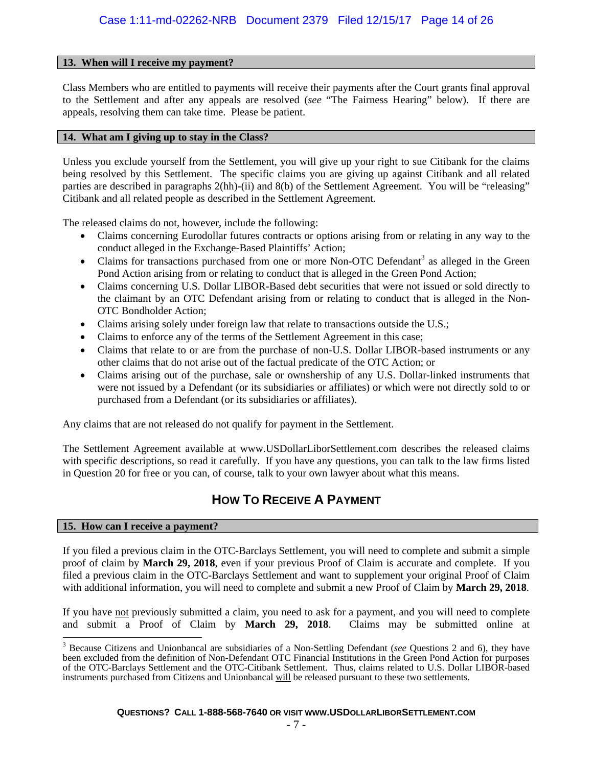### 13. When will I receive my payment?

Class Members who are entitled to payments will receive their payments after the Court grants final approval to the Settlement and after any appeals are resolved (*see* "The Fairness Hearing" below). If there are appeals, resolving them can take time. Please be patient.

### 14. What am I giving up to stay in the Class?

Unless you exclude yourself from the Settlement, you will give up your right to sue Citibank for the claims being resolved by this Settlement. The specific claims you are giving up against Citibank and all related parties are described in paragraphs 2(hh)-(ii) and 8(b) of the Settlement Agreement. You will be "releasing" Citibank and all related people as described in the Settlement Agreement.

The released claims do not, however, include the following:

- Claims concerning Eurodollar futures contracts or options arising from or relating in any way to the conduct alleged in the Exchange-Based Plaintiffs' Action;
- Claims for transactions purchased from one or more Non-OTC Defendant[3] as alleged in the Green Pond Action arising from or relating to conduct that is alleged in the Green Pond Action;
- Claims concerning U.S. Dollar LIBOR-Based debt securities that were not issued or sold directly to the claimant by an OTC Defendant arising from or relating to conduct that is alleged in the Non-OTC Bondholder Action;
- Claims arising solely under foreign law that relate to transactions outside the U.S.;
- Claims to enforce any of the terms of the Settlement Agreement in this case;
- Claims that relate to or are from the purchase of non-U.S. Dollar LIBOR-based instruments or any other claims that do not arise out of the factual predicate of the OTC Action; or
- Claims arising out of the purchase, sale or ownership of any U.S. Dollar-linked instruments that were not issued by a Defendant (or its subsidiaries or affiliates) or which were not directly sold to or purchased from a Defendant (or its subsidiaries or affiliates).

Any claims that are not released do not qualify for payment in the Settlement.

The Settlement Agreement available at www.USDollarLiborSettlement.com describes the released claims with specific descriptions, so read it carefully. If you have any questions, you can talk to the law firms listed in Question 20 for free or you can, of course, talk to your own lawyer about what this means.

## HOW TO RECEIVE A PAYMENT

### 15. How can I receive a payment?

If you filed a previous claim in the OTC-Barclays Settlement, you will need to complete and submit a simple proof of claim by **March 29, 2018**, even if your previous Proof of Claim is accurate and complete. If you filed a previous claim in the OTC-Barclays Settlement and want to supplement your original Proof of Claim with additional information, you will need to complete and submit a new Proof of Claim by **March 29, 2018**.

If you have not previously submitted a claim, you need to ask for a payment, and you will need to complete and submit a Proof of Claim by **March 29, 2018**. Claims may be submitted online at

[3] Because Citizens and Unionbancal are subsidiaries of a Non-Settling Defendant (*see* Questions 2 and 6), they have been excluded from the definition of Non-Defendant OTC Financial Institutions in the Green Pond Action for purposes of the OTC-Barclays Settlement and the OTC-Citibank Settlement. Thus, claims related to U.S. Dollar LIBOR-based instruments purchased from Citizens and Unionbancal will be released pursuant to these two settlements.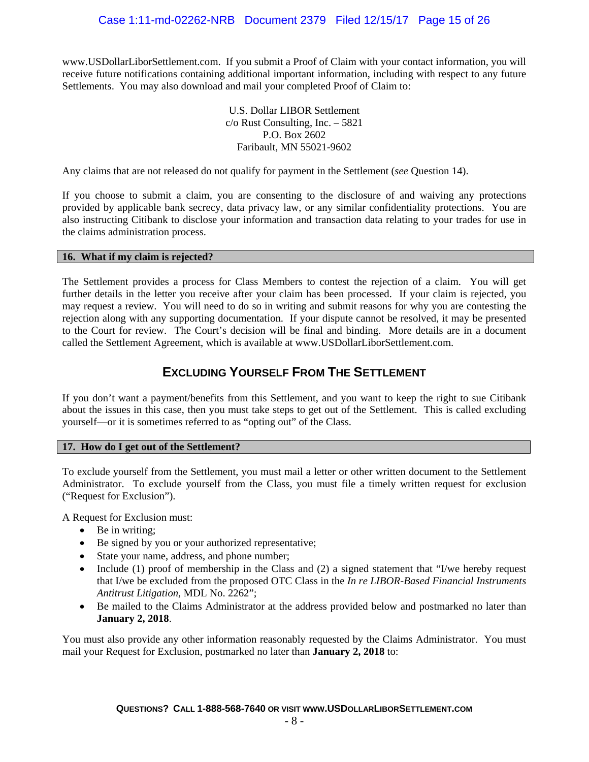www.USDollarLiborSettlement.com. If you submit a Proof of Claim with your contact information, you will receive future notifications containing additional important information, including with respect to any future Settlements. You may also download and mail your completed Proof of Claim to:

U.S. Dollar LIBOR Settlement
c/o Rust Consulting, Inc. – 5821
P.O. Box 2602
Faribault, MN 55021-9602

Any claims that are not released do not qualify for payment in the Settlement (*see* Question 14).

If you choose to submit a claim, you are consenting to the disclosure of and waiving any protections provided by applicable bank secrecy, data privacy law, or any similar confidentiality protections. You are also instructing Citibank to disclose your information and transaction data relating to your trades for use in the claims administration process.

### 16. What if my claim is rejected?

The Settlement provides a process for Class Members to contest the rejection of a claim. You will get further details in the letter you receive after your claim has been processed. If your claim is rejected, you may request a review. You will need to do so in writing and submit reasons for why you are contesting the rejection along with any supporting documentation. If your dispute cannot be resolved, it may be presented to the Court for review. The Court's decision will be final and binding. More details are in a document called the Settlement Agreement, which is available at www.USDollarLiborSettlement.com.

## Excluding Yourself From The Settlement

If you don't want a payment/benefits from this Settlement, and you want to keep the right to sue Citibank about the issues in this case, then you must take steps to get out of the Settlement. This is called excluding yourself—or it is sometimes referred to as "opting out" of the Class.

### 17. How do I get out of the Settlement?

To exclude yourself from the Settlement, you must mail a letter or other written document to the Settlement Administrator. To exclude yourself from the Class, you must file a timely written request for exclusion ("Request for Exclusion").

A Request for Exclusion must:

- Be in writing;
- Be signed by you or your authorized representative;
- State your name, address, and phone number;
- Include (1) proof of membership in the Class and (2) a signed statement that "I/we hereby request that I/we be excluded from the proposed OTC Class in the *In re LIBOR-Based Financial Instruments Antitrust Litigation*, MDL No. 2262";
- Be mailed to the Claims Administrator at the address provided below and postmarked no later than **January 2, 2018**.

You must also provide any other information reasonably requested by the Claims Administrator. You must mail your Request for Exclusion, postmarked no later than **January 2, 2018** to: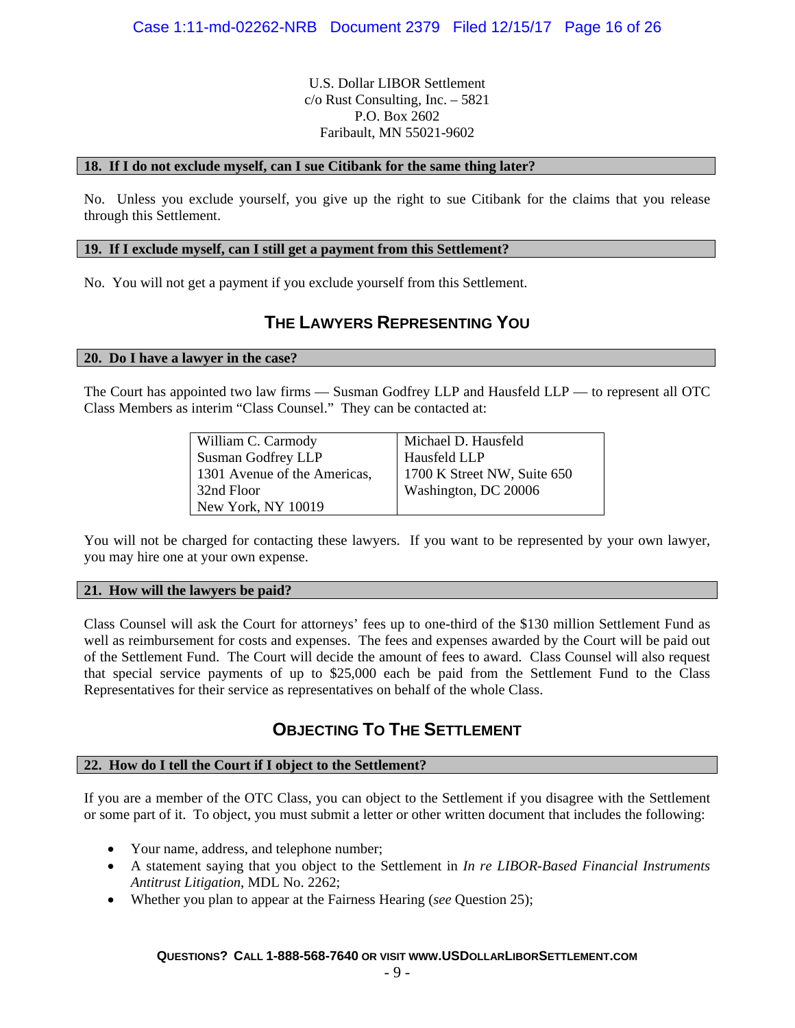U.S. Dollar LIBOR Settlement
c/o Rust Consulting, Inc. – 5821
P.O. Box 2602
Faribault, MN 55021-9602

### 18. If I do not exclude myself, can I sue Citibank for the same thing later?

No. Unless you exclude yourself, you give up the right to sue Citibank for the claims that you release through this Settlement.

### 19. If I exclude myself, can I still get a payment from this Settlement?

No. You will not get a payment if you exclude yourself from this Settlement.

## The Lawyers Representing You

### 20. Do I have a lawyer in the case?

The Court has appointed two law firms — Susman Godfrey LLP and Hausfeld LLP — to represent all OTC Class Members as interim "Class Counsel." They can be contacted at:

| William C. Carmody<br>Susman Godfrey LLP<br>1301 Avenue of the Americas, 32nd Floor<br>New York, NY 10019 | Michael D. Hausfeld<br>Hausfeld LLP<br>1700 K Street NW, Suite 650<br>Washington, DC 20006 |
|---|---|

You will not be charged for contacting these lawyers. If you want to be represented by your own lawyer, you may hire one at your own expense.

### 21. How will the lawyers be paid?

Class Counsel will ask the Court for attorneys' fees up to one-third of the $130 million Settlement Fund as well as reimbursement for costs and expenses. The fees and expenses awarded by the Court will be paid out of the Settlement Fund. The Court will decide the amount of fees to award. Class Counsel will also request that special service payments of up to $25,000 each be paid from the Settlement Fund to the Class Representatives for their service as representatives on behalf of the whole Class.

## Objecting To The Settlement

### 22. How do I tell the Court if I object to the Settlement?

If you are a member of the OTC Class, you can object to the Settlement if you disagree with the Settlement or some part of it. To object, you must submit a letter or other written document that includes the following:

- Your name, address, and telephone number;
- A statement saying that you object to the Settlement in *In re LIBOR-Based Financial Instruments Antitrust Litigation*, MDL No. 2262;
- Whether you plan to appear at the Fairness Hearing (*see* Question 25);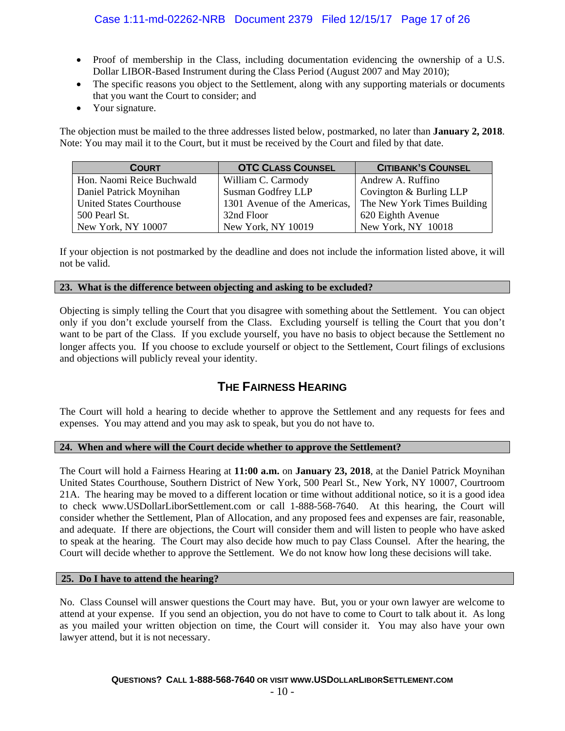- Proof of membership in the Class, including documentation evidencing the ownership of a U.S. Dollar LIBOR-Based Instrument during the Class Period (August 2007 and May 2010);
- The specific reasons you object to the Settlement, along with any supporting materials or documents that you want the Court to consider; and
- Your signature.

The objection must be mailed to the three addresses listed below, postmarked, no later than **January 2, 2018**. Note: You may mail it to the Court, but it must be received by the Court and filed by that date.

| COURT | OTC CLASS COUNSEL | CITIBANK'S COUNSEL |
|---|---|---|
| Hon. Naomi Reice Buchwald<br>Daniel Patrick Moynihan<br>United States Courthouse<br>500 Pearl St.<br>New York, NY 10007 | William C. Carmody<br>Susman Godfrey LLP<br>1301 Avenue of the Americas,<br>32nd Floor<br>New York, NY 10019 | Andrew A. Ruffino<br>Covington & Burling LLP<br>The New York Times Building<br>620 Eighth Avenue<br>New York, NY 10018 |

If your objection is not postmarked by the deadline and does not include the information listed above, it will not be valid.

### 23. What is the difference between objecting and asking to be excluded?

Objecting is simply telling the Court that you disagree with something about the Settlement. You can object only if you don't exclude yourself from the Class. Excluding yourself is telling the Court that you don't want to be part of the Class. If you exclude yourself, you have no basis to object because the Settlement no longer affects you. If you choose to exclude yourself or object to the Settlement, Court filings of exclusions and objections will publicly reveal your identity.

## THE FAIRNESS HEARING

The Court will hold a hearing to decide whether to approve the Settlement and any requests for fees and expenses. You may attend and you may ask to speak, but you do not have to.

### 24. When and where will the Court decide whether to approve the Settlement?

The Court will hold a Fairness Hearing at **11:00 a.m.** on **January 23, 2018**, at the Daniel Patrick Moynihan United States Courthouse, Southern District of New York, 500 Pearl St., New York, NY 10007, Courtroom 21A. The hearing may be moved to a different location or time without additional notice, so it is a good idea to check www.USDollarLiborSettlement.com or call 1-888-568-7640. At this hearing, the Court will consider whether the Settlement, Plan of Allocation, and any proposed fees and expenses are fair, reasonable, and adequate. If there are objections, the Court will consider them and will listen to people who have asked to speak at the hearing. The Court may also decide how much to pay Class Counsel. After the hearing, the Court will decide whether to approve the Settlement. We do not know how long these decisions will take.

### 25. Do I have to attend the hearing?

No. Class Counsel will answer questions the Court may have. But, you or your own lawyer are welcome to attend at your expense. If you send an objection, you do not have to come to Court to talk about it. As long as you mailed your written objection on time, the Court will consider it. You may also have your own lawyer attend, but it is not necessary.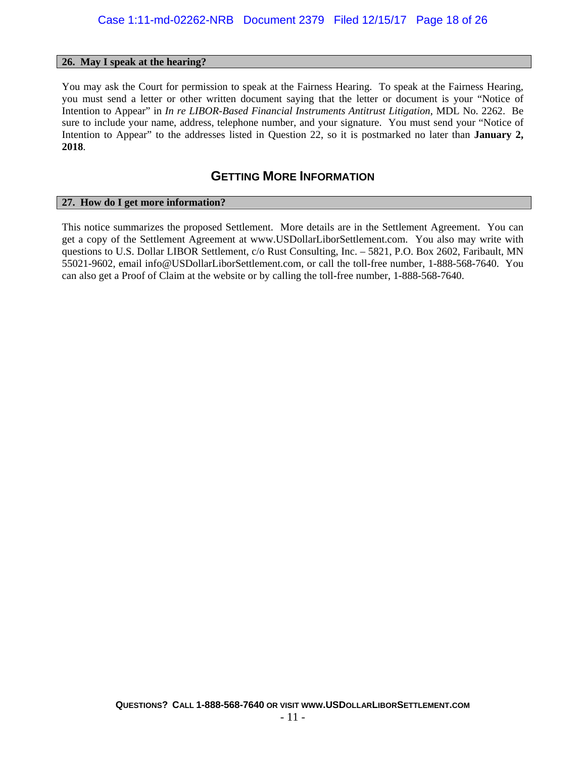### 26. May I speak at the hearing?

You may ask the Court for permission to speak at the Fairness Hearing. To speak at the Fairness Hearing, you must send a letter or other written document saying that the letter or document is your "Notice of Intention to Appear" in *In re LIBOR-Based Financial Instruments Antitrust Litigation*, MDL No. 2262. Be sure to include your name, address, telephone number, and your signature. You must send your "Notice of Intention to Appear" to the addresses listed in Question 22, so it is postmarked no later than **January 2, 2018**.

## GETTING MORE INFORMATION

### 27. How do I get more information?

This notice summarizes the proposed Settlement. More details are in the Settlement Agreement. You can get a copy of the Settlement Agreement at www.USDollarLiborSettlement.com. You also may write with questions to U.S. Dollar LIBOR Settlement, c/o Rust Consulting, Inc. – 5821, P.O. Box 2602, Faribault, MN 55021-9602, email info@USDollarLiborSettlement.com, or call the toll-free number, 1-888-568-7640. You can also get a Proof of Claim at the website or by calling the toll-free number, 1-888-568-7640.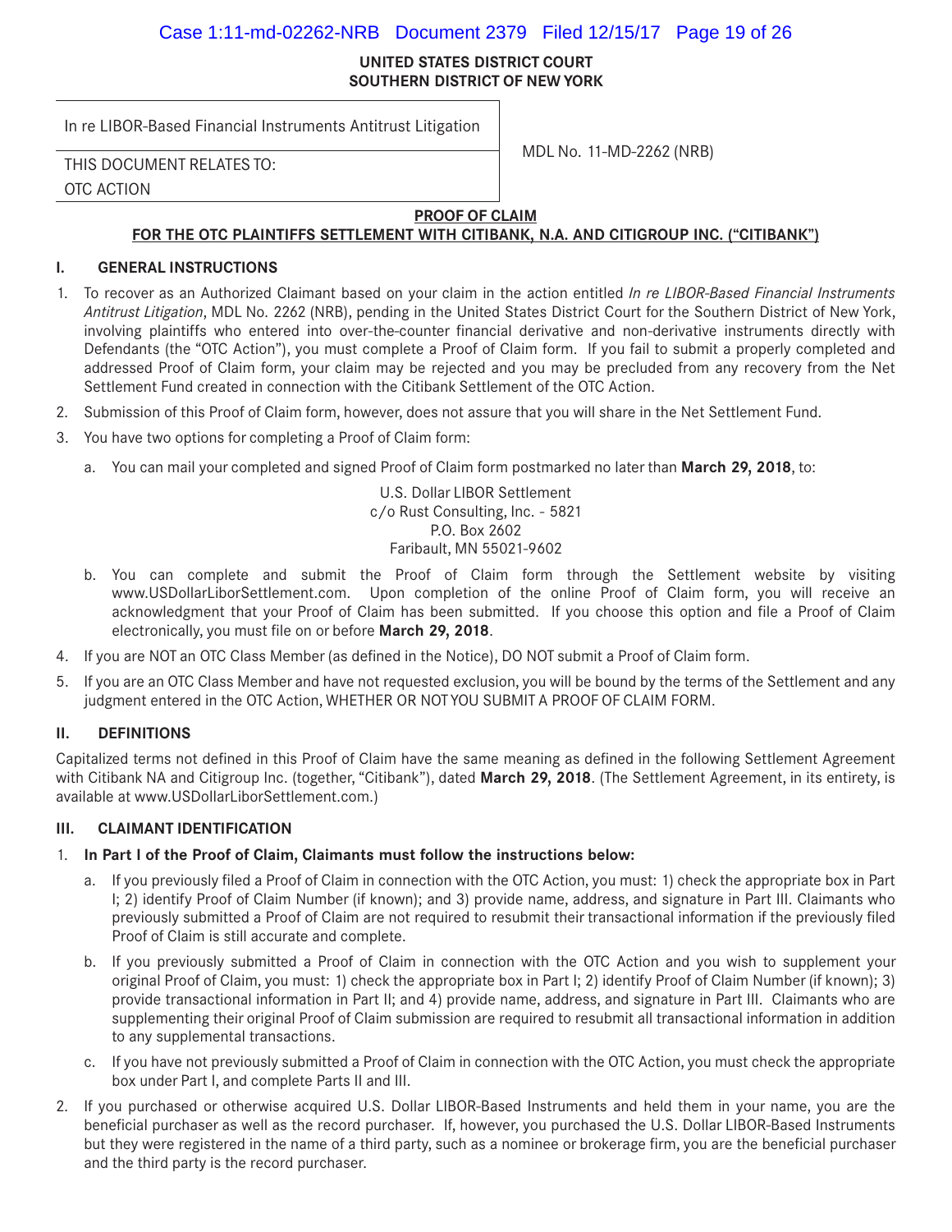**UNITED STATES DISTRICT COURT**
**SOUTHERN DISTRICT OF NEW YORK**

| In re LIBOR-Based Financial Instruments Antitrust Litigation | MDL No. 11-MD-2262 (NRB) |
|---|---|
| THIS DOCUMENT RELATES TO: OTC ACTION | |

**PROOF OF CLAIM**
**FOR THE OTC PLAINTIFFS SETTLEMENT WITH CITIBANK, N.A. AND CITIGROUP INC. ("CITIBANK")**

## I. GENERAL INSTRUCTIONS

1. To recover as an Authorized Claimant based on your claim in the action entitled *In re LIBOR-Based Financial Instruments Antitrust Litigation*, MDL No. 2262 (NRB), pending in the United States District Court for the Southern District of New York, involving plaintiffs who entered into over-the-counter financial derivative and non-derivative instruments directly with Defendants (the "OTC Action"), you must complete a Proof of Claim form. If you fail to submit a properly completed and addressed Proof of Claim form, your claim may be rejected and you may be precluded from any recovery from the Net Settlement Fund created in connection with the Citibank Settlement of the OTC Action.
2. Submission of this Proof of Claim form, however, does not assure that you will share in the Net Settlement Fund.
3. You have two options for completing a Proof of Claim form:
   a. You can mail your completed and signed Proof of Claim form postmarked no later than **March 29, 2018**, to:

      U.S. Dollar LIBOR Settlement
      c/o Rust Consulting, Inc. - 5821
      P.O. Box 2602
      Faribault, MN 55021-9602

   b. You can complete and submit the Proof of Claim form through the Settlement website by visiting www.USDollarLiborSettlement.com. Upon completion of the online Proof of Claim form, you will receive an acknowledgment that your Proof of Claim has been submitted. If you choose this option and file a Proof of Claim electronically, you must file on or before **March 29, 2018**.
4. If you are NOT an OTC Class Member (as defined in the Notice), DO NOT submit a Proof of Claim form.
5. If you are an OTC Class Member and have not requested exclusion, you will be bound by the terms of the Settlement and any judgment entered in the OTC Action, WHETHER OR NOT YOU SUBMIT A PROOF OF CLAIM FORM.

## II. DEFINITIONS

Capitalized terms not defined in this Proof of Claim have the same meaning as defined in the following Settlement Agreement with Citibank NA and Citigroup Inc. (together, "Citibank"), dated **March 29, 2018**. (The Settlement Agreement, in its entirety, is available at www.USDollarLiborSettlement.com.)

## III. CLAIMANT IDENTIFICATION

1. **In Part I of the Proof of Claim, Claimants must follow the instructions below:**
   a. If you previously filed a Proof of Claim in connection with the OTC Action, you must: 1) check the appropriate box in Part I; 2) identify Proof of Claim Number (if known); and 3) provide name, address, and signature in Part III. Claimants who previously submitted a Proof of Claim are not required to resubmit their transactional information if the previously filed Proof of Claim is still accurate and complete.
   b. If you previously submitted a Proof of Claim in connection with the OTC Action and you wish to supplement your original Proof of Claim, you must: 1) check the appropriate box in Part I; 2) identify Proof of Claim Number (if known); 3) provide transactional information in Part II; and 4) provide name, address, and signature in Part III. Claimants who are supplementing their original Proof of Claim submission are required to resubmit all transactional information in addition to any supplemental transactions.
   c. If you have not previously submitted a Proof of Claim in connection with the OTC Action, you must check the appropriate box under Part I, and complete Parts II and III.
2. If you purchased or otherwise acquired U.S. Dollar LIBOR-Based Instruments and held them in your name, you are the beneficial purchaser as well as the record purchaser. If, however, you purchased the U.S. Dollar LIBOR-Based Instruments but they were registered in the name of a third party, such as a nominee or brokerage firm, you are the beneficial purchaser and the third party is the record purchaser.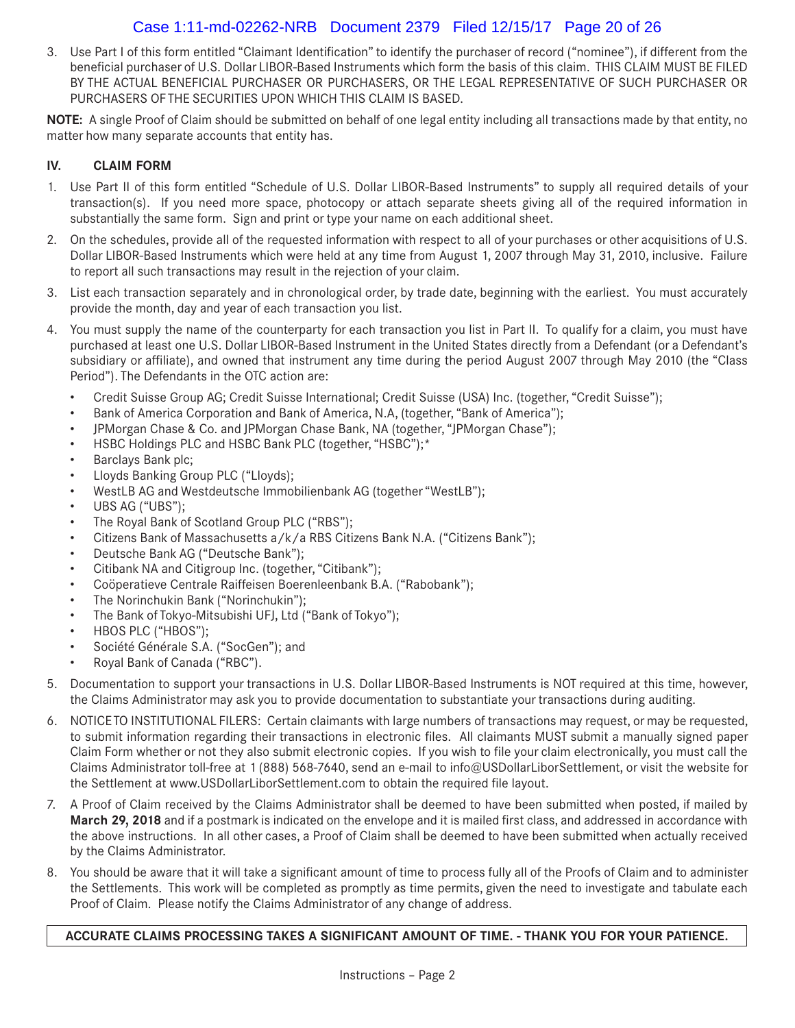3. Use Part I of this form entitled "Claimant Identification" to identify the purchaser of record ("nominee"), if different from the beneficial purchaser of U.S. Dollar LIBOR-Based Instruments which form the basis of this claim. THIS CLAIM MUST BE FILED BY THE ACTUAL BENEFICIAL PURCHASER OR PURCHASERS, OR THE LEGAL REPRESENTATIVE OF SUCH PURCHASER OR PURCHASERS OF THE SECURITIES UPON WHICH THIS CLAIM IS BASED.

**NOTE:** A single Proof of Claim should be submitted on behalf of one legal entity including all transactions made by that entity, no matter how many separate accounts that entity has.

## IV. CLAIM FORM

1. Use Part II of this form entitled "Schedule of U.S. Dollar LIBOR-Based Instruments" to supply all required details of your transaction(s). If you need more space, photocopy or attach separate sheets giving all of the required information in substantially the same form. Sign and print or type your name on each additional sheet.
2. On the schedules, provide all of the requested information with respect to all of your purchases or other acquisitions of U.S. Dollar LIBOR-Based Instruments which were held at any time from August 1, 2007 through May 31, 2010, inclusive. Failure to report all such transactions may result in the rejection of your claim.
3. List each transaction separately and in chronological order, by trade date, beginning with the earliest. You must accurately provide the month, day and year of each transaction you list.
4. You must supply the name of the counterparty for each transaction you list in Part II. To qualify for a claim, you must have purchased at least one U.S. Dollar LIBOR-Based Instrument in the United States directly from a Defendant (or a Defendant's subsidiary or affiliate), and owned that instrument any time during the period August 2007 through May 2010 (the "Class Period"). The Defendants in the OTC action are:
   - Credit Suisse Group AG; Credit Suisse International; Credit Suisse (USA) Inc. (together, "Credit Suisse");
   - Bank of America Corporation and Bank of America, N.A, (together, "Bank of America");
   - JPMorgan Chase & Co. and JPMorgan Chase Bank, NA (together, "JPMorgan Chase");
   - HSBC Holdings PLC and HSBC Bank PLC (together, "HSBC");*
   - Barclays Bank plc;
   - Lloyds Banking Group PLC ("Lloyds);
   - WestLB AG and Westdeutsche Immobilienbank AG (together "WestLB");
   - UBS AG ("UBS");
   - The Royal Bank of Scotland Group PLC ("RBS");
   - Citizens Bank of Massachusetts a/k/a RBS Citizens Bank N.A. ("Citizens Bank");
   - Deutsche Bank AG ("Deutsche Bank");
   - Citibank NA and Citigroup Inc. (together, "Citibank");
   - Coöperatieve Centrale Raiffeisen Boerenleenbank B.A. ("Rabobank");
   - The Norinchukin Bank ("Norinchukin");
   - The Bank of Tokyo-Mitsubishi UFJ, Ltd ("Bank of Tokyo");
   - HBOS PLC ("HBOS");
   - Société Générale S.A. ("SocGen"); and
   - Royal Bank of Canada ("RBC").
5. Documentation to support your transactions in U.S. Dollar LIBOR-Based Instruments is NOT required at this time, however, the Claims Administrator may ask you to provide documentation to substantiate your transactions during auditing.
6. NOTICE TO INSTITUTIONAL FILERS: Certain claimants with large numbers of transactions may request, or may be requested, to submit information regarding their transactions in electronic files. All claimants MUST submit a manually signed paper Claim Form whether or not they also submit electronic copies. If you wish to file your claim electronically, you must call the Claims Administrator toll-free at 1 (888) 568-7640, send an e-mail to info@USDollarLiborSettlement, or visit the website for the Settlement at www.USDollarLiborSettlement.com to obtain the required file layout.
7. A Proof of Claim received by the Claims Administrator shall be deemed to have been submitted when posted, if mailed by **March 29, 2018** and if a postmark is indicated on the envelope and it is mailed first class, and addressed in accordance with the above instructions. In all other cases, a Proof of Claim shall be deemed to have been submitted when actually received by the Claims Administrator.
8. You should be aware that it will take a significant amount of time to process fully all of the Proofs of Claim and to administer the Settlements. This work will be completed as promptly as time permits, given the need to investigate and tabulate each Proof of Claim. Please notify the Claims Administrator of any change of address.

**ACCURATE CLAIMS PROCESSING TAKES A SIGNIFICANT AMOUNT OF TIME. - THANK YOU FOR YOUR PATIENCE.**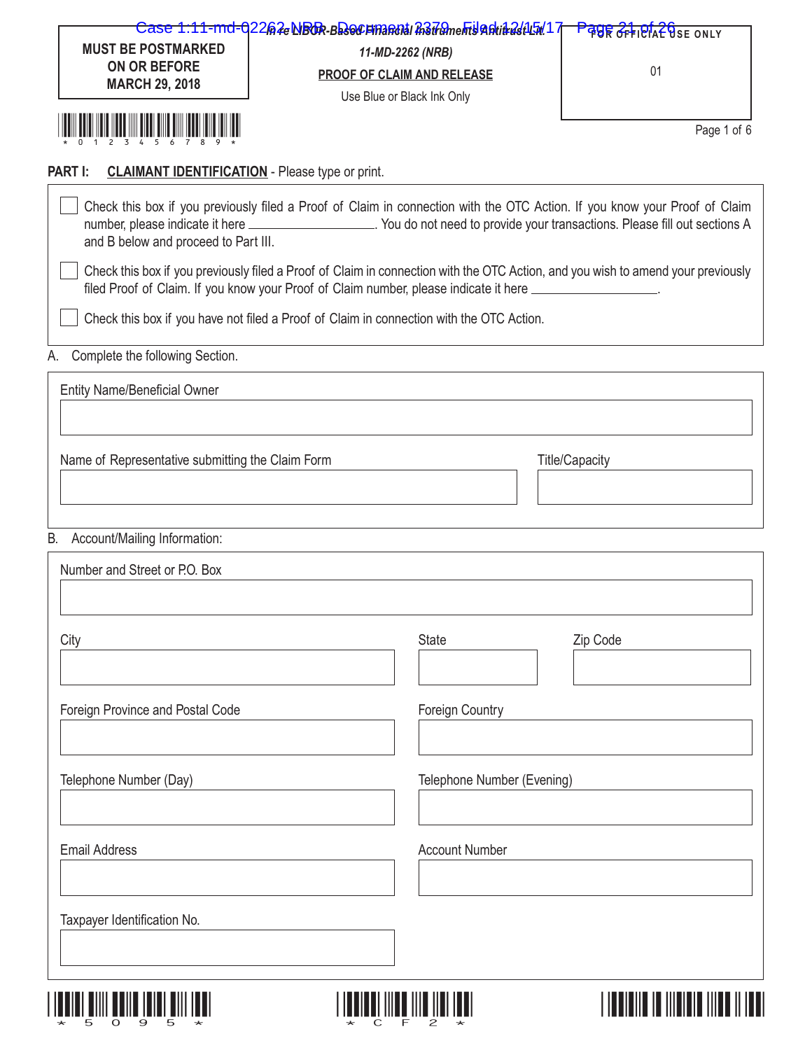| MUST BE POSTMARKED ON OR BEFORE MARCH 29, 2018 |
|---|

*In re LIBOR-Based Financial Instruments Antitrust Lit.*

*11-MD-2262 (NRB)*

**PROOF OF CLAIM AND RELEASE**

Use Blue or Black Ink Only

| FOR OFFICIAL USE ONLY |
|---|
| 01 |

Page 1 of 6

**PART I: CLAIMANT IDENTIFICATION** - Please type or print.

☐ Check this box if you previously filed a Proof of Claim in connection with the OTC Action. If you know your Proof of Claim number, please indicate it here ________________. You do not need to provide your transactions. Please fill out sections A and B below and proceed to Part III.

☐ Check this box if you previously filed a Proof of Claim in connection with the OTC Action, and you wish to amend your previously filed Proof of Claim. If you know your Proof of Claim number, please indicate it here ________________.

☐ Check this box if you have not filed a Proof of Claim in connection with the OTC Action.

A. Complete the following Section.

Entity Name/Beneficial Owner

______________________________

Name of Representative submitting the Claim Form ______________________________ Title/Capacity ______________

B. Account/Mailing Information:

Number and Street or P.O. Box

______________________________

City ______________ State ______________ Zip Code ______________

Foreign Province and Postal Code ______________ Foreign Country ______________

Telephone Number (Day) ______________ Telephone Number (Evening) ______________

Email Address ______________ Account Number ______________

Taxpayer Identification No.

______________________________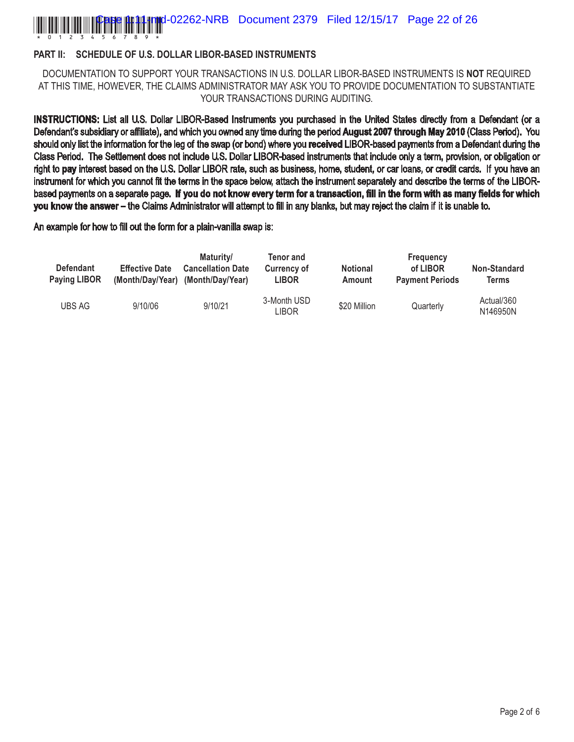## PART II: SCHEDULE OF U.S. DOLLAR LIBOR-BASED INSTRUMENTS

DOCUMENTATION TO SUPPORT YOUR TRANSACTIONS IN U.S. DOLLAR LIBOR-BASED INSTRUMENTS IS **NOT** REQUIRED AT THIS TIME, HOWEVER, THE CLAIMS ADMINISTRATOR MAY ASK YOU TO PROVIDE DOCUMENTATION TO SUBSTANTIATE YOUR TRANSACTIONS DURING AUDITING.

**INSTRUCTIONS:** List all U.S. Dollar LIBOR-Based Instruments you purchased in the United States directly from a Defendant (or a Defendant's subsidiary or affiliate), and which you owned any time during the period **August 2007 through May 2010** (Class Period). You should only list the information for the leg of the swap (or bond) where you **received** LIBOR-based payments from a Defendant during the Class Period. The Settlement does not include U.S. Dollar LIBOR-based instruments that include only a term, provision, or obligation or right to **pay** interest based on the U.S. Dollar LIBOR rate, such as business, home, student, or car loans, or credit cards. If you have an instrument for which you cannot fit the terms in the space below, attach the instrument separately and describe the terms of the LIBOR-based payments on a separate page. **If you do not know every term for a transaction, fill in the form with as many fields for which you know the answer** – the Claims Administrator will attempt to fill in any blanks, but may reject the claim if it is unable to.

An example for how to fill out the form for a plain-vanilla swap is:

| Defendant Paying LIBOR | Effective Date (Month/Day/Year) | Maturity/ Cancellation Date (Month/Day/Year) | Tenor and Currency of LIBOR | Notional Amount | Frequency of LIBOR Payment Periods | Non-Standard Terms |
|---|---|---|---|---|---|---|
| UBS AG | 9/10/06 | 9/10/21 | 3-Month USD LIBOR | $20 Million | Quarterly | Actual/360 N146950N |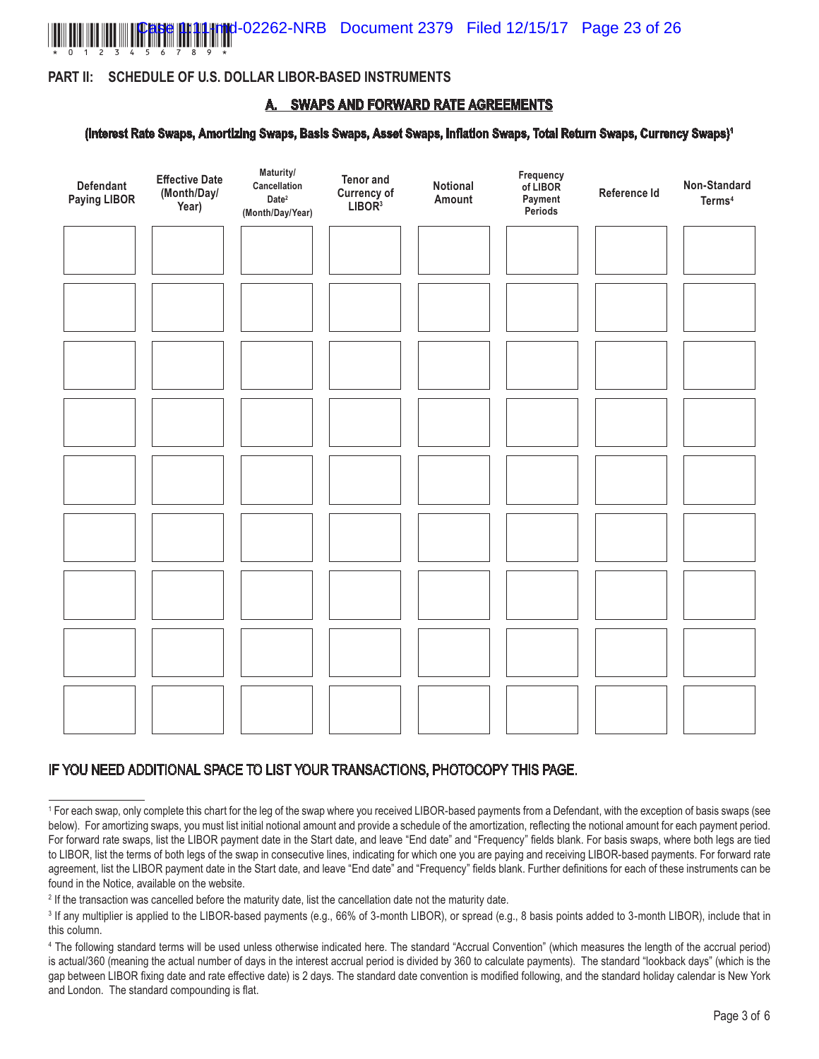## PART II: SCHEDULE OF U.S. DOLLAR LIBOR-BASED INSTRUMENTS

### A. SWAPS AND FORWARD RATE AGREEMENTS

**(Interest Rate Swaps, Amortizing Swaps, Basis Swaps, Asset Swaps, Inflation Swaps, Total Return Swaps, Currency Swaps)[1]**

| Defendant Paying LIBOR | Effective Date (Month/Day/Year) | Maturity/ Cancellation Date[2] (Month/Day/Year) | Tenor and Currency of LIBOR[3] | Notional Amount | Frequency of LIBOR Payment Periods | Reference Id | Non-Standard Terms[4] |
|---|---|---|---|---|---|---|---|
| | | | | | | | |
| | | | | | | | |
| | | | | | | | |
| | | | | | | | |
| | | | | | | | |
| | | | | | | | |
| | | | | | | | |
| | | | | | | | |
| | | | | | | | |

IF YOU NEED ADDITIONAL SPACE TO LIST YOUR TRANSACTIONS, PHOTOCOPY THIS PAGE.

---

[1] For each swap, only complete this chart for the leg of the swap where you received LIBOR-based payments from a Defendant, with the exception of basis swaps (see below). For amortizing swaps, you must list initial notional amount and provide a schedule of the amortization, reflecting the notional amount for each payment period. For forward rate swaps, list the LIBOR payment date in the Start date, and leave "End date" and "Frequency" fields blank. For basis swaps, where both legs are tied to LIBOR, list the terms of both legs of the swap in consecutive lines, indicating for which one you are paying and receiving LIBOR-based payments. For forward rate agreement, list the LIBOR payment date in the Start date, and leave "End date" and "Frequency" fields blank. Further definitions for each of these instruments can be found in the Notice, available on the website.

[2] If the transaction was cancelled before the maturity date, list the cancellation date not the maturity date.

[3] If any multiplier is applied to the LIBOR-based payments (e.g., 66% of 3-month LIBOR), or spread (e.g., 8 basis points added to 3-month LIBOR), include that in this column.

[4] The following standard terms will be used unless otherwise indicated here. The standard "Accrual Convention" (which measures the length of the accrual period) is actual/360 (meaning the actual number of days in the interest accrual period is divided by 360 to calculate payments). The standard "lookback days" (which is the gap between LIBOR fixing date and rate effective date) is 2 days. The standard date convention is modified following, and the standard holiday calendar is New York and London. The standard compounding is flat.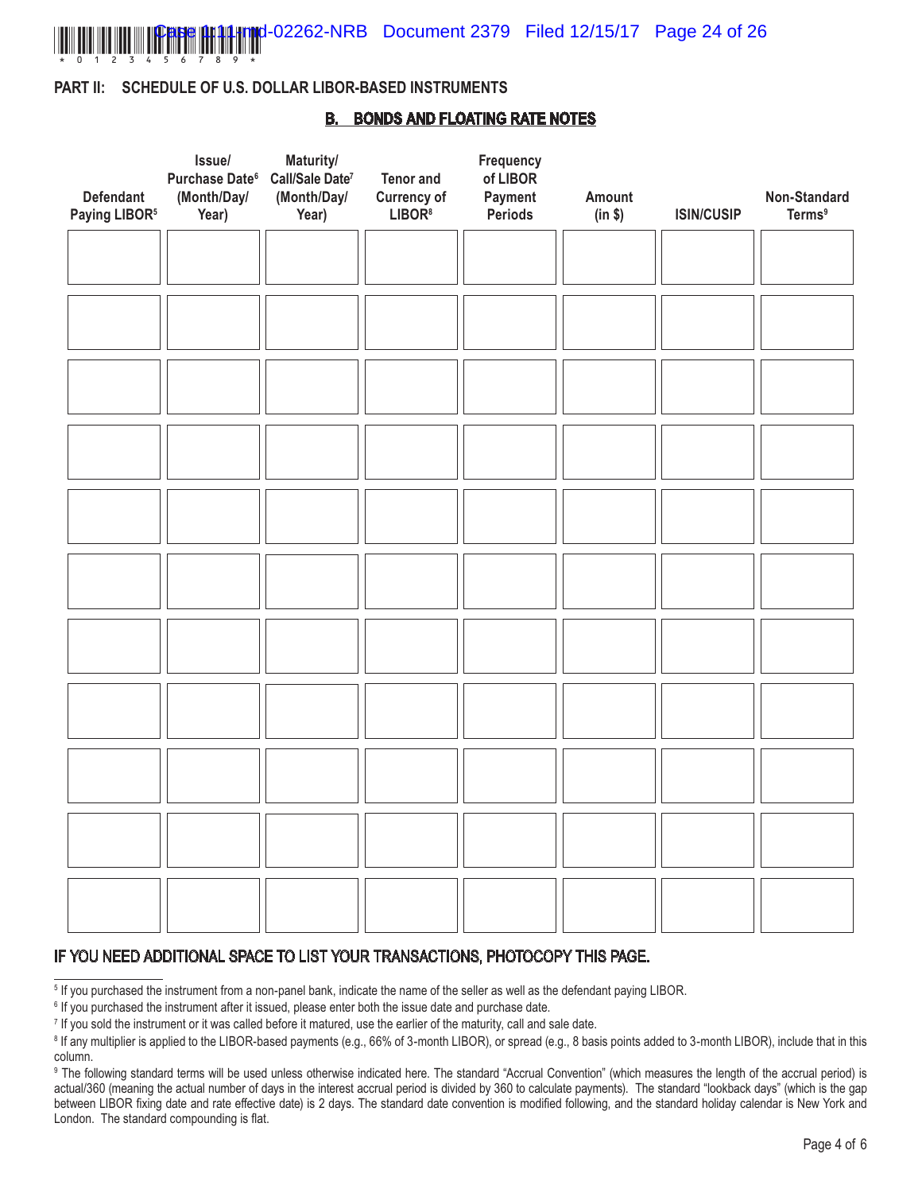## PART II: SCHEDULE OF U.S. DOLLAR LIBOR-BASED INSTRUMENTS

### B. BONDS AND FLOATING RATE NOTES

| Defendant Paying LIBOR[5] | Issue/ Purchase Date[6] (Month/Day/ Year) | Maturity/ Call/Sale Date[7] (Month/Day/ Year) | Tenor and Currency of LIBOR[8] | Frequency of LIBOR Payment Periods | Amount (in $) | ISIN/CUSIP | Non-Standard Terms[9] |
|---|---|---|---|---|---|---|---|
| | | | | | | | |
| | | | | | | | |
| | | | | | | | |
| | | | | | | | |
| | | | | | | | |
| | | | | | | | |
| | | | | | | | |
| | | | | | | | |
| | | | | | | | |
| | | | | | | | |
| | | | | | | | |

**IF YOU NEED ADDITIONAL SPACE TO LIST YOUR TRANSACTIONS, PHOTOCOPY THIS PAGE.**

[5] If you purchased the instrument from a non-panel bank, indicate the name of the seller as well as the defendant paying LIBOR.

[6] If you purchased the instrument after it issued, please enter both the issue date and purchase date.

[7] If you sold the instrument or it was called before it matured, use the earlier of the maturity, call and sale date.

[8] If any multiplier is applied to the LIBOR-based payments (e.g., 66% of 3-month LIBOR), or spread (e.g., 8 basis points added to 3-month LIBOR), include that in this column.

[9] The following standard terms will be used unless otherwise indicated here. The standard "Accrual Convention" (which measures the length of the accrual period) is actual/360 (meaning the actual number of days in the interest accrual period is divided by 360 to calculate payments). The standard "lookback days" (which is the gap between LIBOR fixing date and rate effective date) is 2 days. The standard date convention is modified following, and the standard holiday calendar is New York and London. The standard compounding is flat.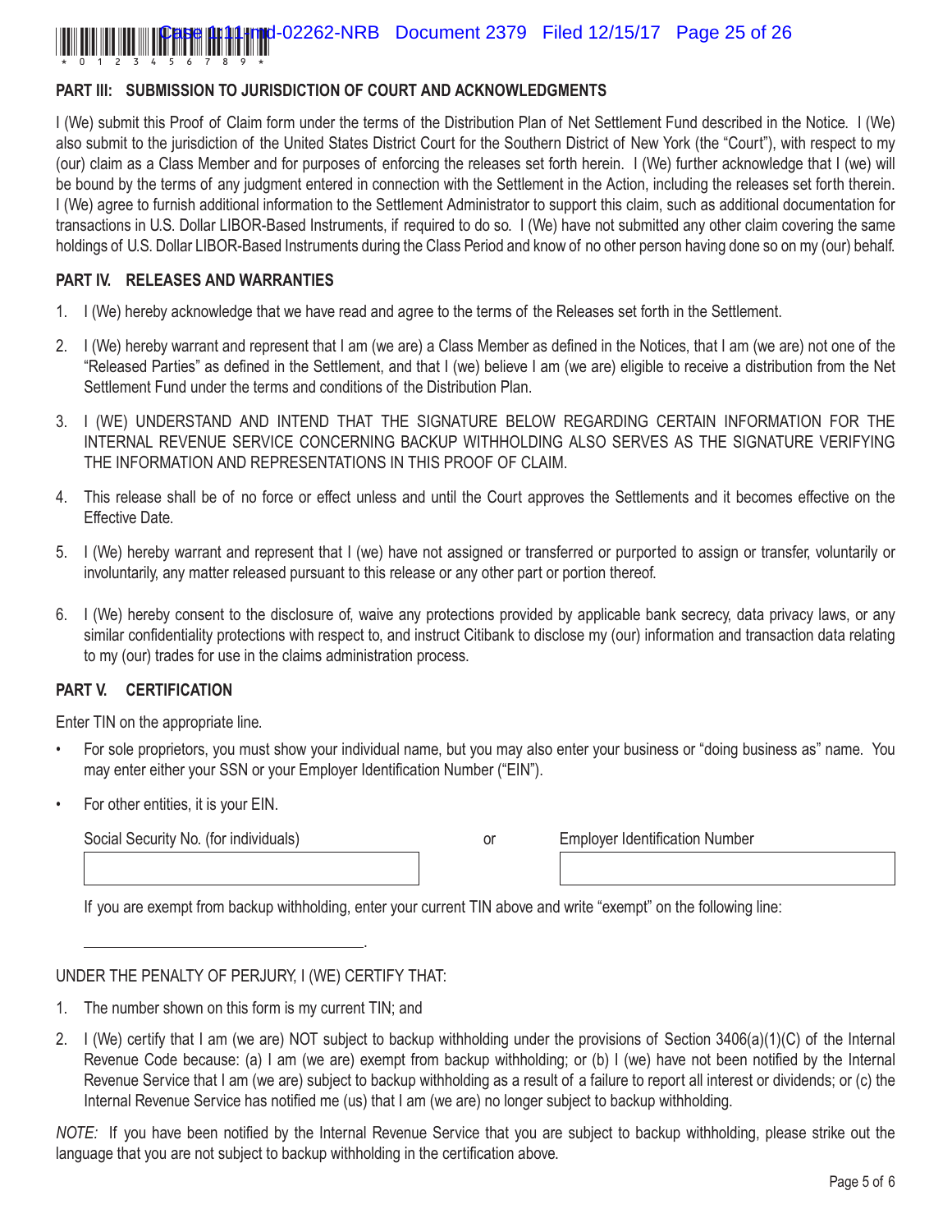**PART III: SUBMISSION TO JURISDICTION OF COURT AND ACKNOWLEDGMENTS**

I (We) submit this Proof of Claim form under the terms of the Distribution Plan of Net Settlement Fund described in the Notice. I (We) also submit to the jurisdiction of the United States District Court for the Southern District of New York (the "Court"), with respect to my (our) claim as a Class Member and for purposes of enforcing the releases set forth herein. I (We) further acknowledge that I (we) will be bound by the terms of any judgment entered in connection with the Settlement in the Action, including the releases set forth therein. I (We) agree to furnish additional information to the Settlement Administrator to support this claim, such as additional documentation for transactions in U.S. Dollar LIBOR-Based Instruments, if required to do so. I (We) have not submitted any other claim covering the same holdings of U.S. Dollar LIBOR-Based Instruments during the Class Period and know of no other person having done so on my (our) behalf.

**PART IV. RELEASES AND WARRANTIES**

1. I (We) hereby acknowledge that we have read and agree to the terms of the Releases set forth in the Settlement.
2. I (We) hereby warrant and represent that I am (we are) a Class Member as defined in the Notices, that I am (we are) not one of the "Released Parties" as defined in the Settlement, and that I (we) believe I am (we are) eligible to receive a distribution from the Net Settlement Fund under the terms and conditions of the Distribution Plan.
3. I (WE) UNDERSTAND AND INTEND THAT THE SIGNATURE BELOW REGARDING CERTAIN INFORMATION FOR THE INTERNAL REVENUE SERVICE CONCERNING BACKUP WITHHOLDING ALSO SERVES AS THE SIGNATURE VERIFYING THE INFORMATION AND REPRESENTATIONS IN THIS PROOF OF CLAIM.
4. This release shall be of no force or effect unless and until the Court approves the Settlements and it becomes effective on the Effective Date.
5. I (We) hereby warrant and represent that I (we) have not assigned or transferred or purported to assign or transfer, voluntarily or involuntarily, any matter released pursuant to this release or any other part or portion thereof.
6. I (We) hereby consent to the disclosure of, waive any protections provided by applicable bank secrecy, data privacy laws, or any similar confidentiality protections with respect to, and instruct Citibank to disclose my (our) information and transaction data relating to my (our) trades for use in the claims administration process.

**PART V. CERTIFICATION**

Enter TIN on the appropriate line.

- For sole proprietors, you must show your individual name, but you may also enter your business or "doing business as" name. You may enter either your SSN or your Employer Identification Number ("EIN").
- For other entities, it is your EIN.

| Social Security No. (for individuals) | or | Employer Identification Number |
|---|---|---|
| | | |

If you are exempt from backup withholding, enter your current TIN above and write "exempt" on the following line:

\_\_\_\_\_\_\_\_\_\_\_\_\_\_\_\_\_\_\_\_\_\_\_\_\_\_\_\_\_\_\_\_\_\_.

UNDER THE PENALTY OF PERJURY, I (WE) CERTIFY THAT:

1. The number shown on this form is my current TIN; and
2. I (We) certify that I am (we are) NOT subject to backup withholding under the provisions of Section 3406(a)(1)(C) of the Internal Revenue Code because: (a) I am (we are) exempt from backup withholding; or (b) I (we) have not been notified by the Internal Revenue Service that I am (we are) subject to backup withholding as a result of a failure to report all interest or dividends; or (c) the Internal Revenue Service has notified me (us) that I am (we are) no longer subject to backup withholding.

*NOTE:* If you have been notified by the Internal Revenue Service that you are subject to backup withholding, please strike out the language that you are not subject to backup withholding in the certification above.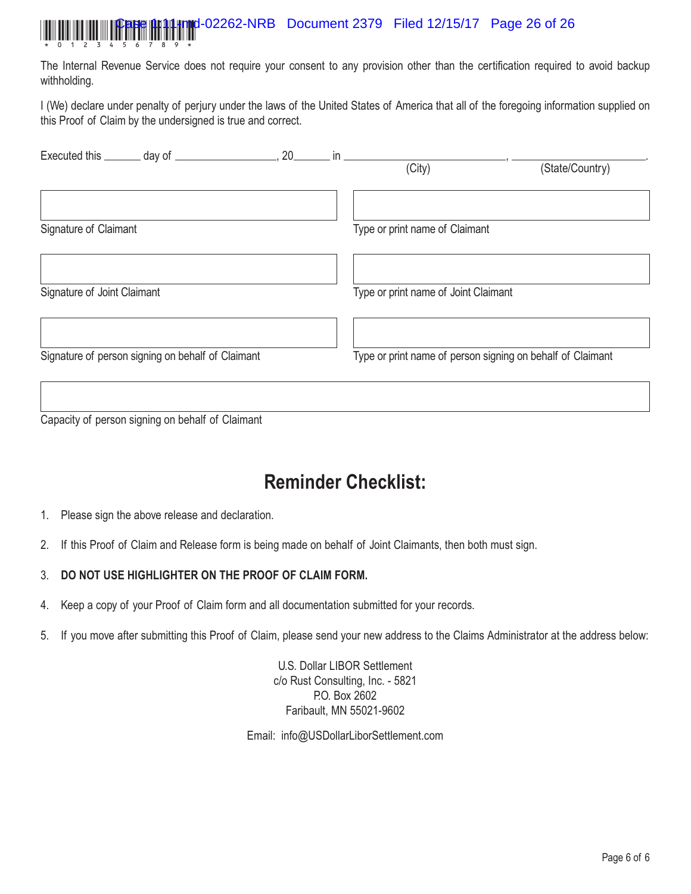The Internal Revenue Service does not require your consent to any provision other than the certification required to avoid backup withholding.

I (We) declare under penalty of perjury under the laws of the United States of America that all of the foregoing information supplied on this Proof of Claim by the undersigned is true and correct.

Executed this ______ day of ________________, 20______ in __________________________, ____________________.
(City) (State/Country)

| | |
|---|---|
| Signature of Claimant | Type or print name of Claimant |
| Signature of Joint Claimant | Type or print name of Joint Claimant |
| Signature of person signing on behalf of Claimant | Type or print name of person signing on behalf of Claimant |

Capacity of person signing on behalf of Claimant

# Reminder Checklist:

1. Please sign the above release and declaration.
2. If this Proof of Claim and Release form is being made on behalf of Joint Claimants, then both must sign.
3. **DO NOT USE HIGHLIGHTER ON THE PROOF OF CLAIM FORM.**
4. Keep a copy of your Proof of Claim form and all documentation submitted for your records.
5. If you move after submitting this Proof of Claim, please send your new address to the Claims Administrator at the address below:

U.S. Dollar LIBOR Settlement
c/o Rust Consulting, Inc. - 5821
P.O. Box 2602
Faribault, MN 55021-9602

Email: info@USDollarLiborSettlement.com